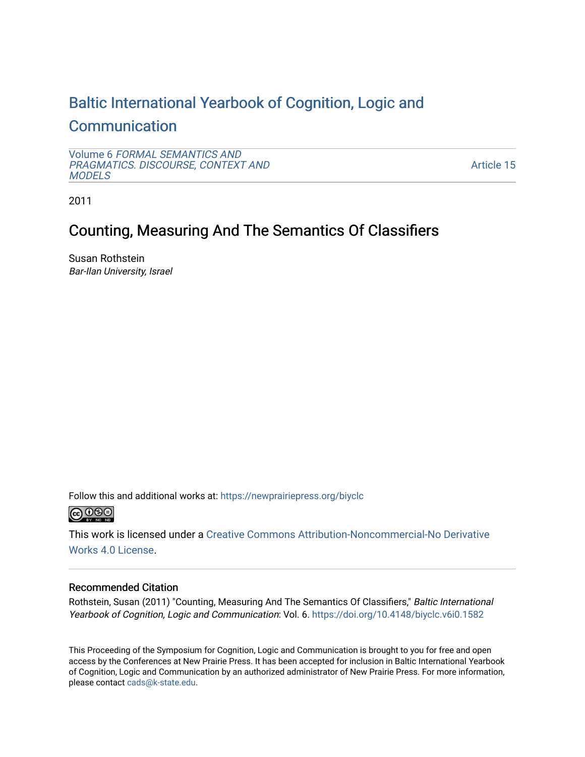# Baltic International Yearbook of Cognition, Logic and Communication

Volume 6 *FORMAL SEMANTICS AND PRAGMATICS. DISCOURSE, CONTEXT AND MODELS*

Article 15

2011

## Counting, Measuring And The Semantics Of Classifiers

Susan Rothstein

*Bar-Ilan University, Israel*

Follow this and additional works at: https://newprairiepress.org/biyclc

This work is licensed under a Creative Commons Attribution-Noncommercial-No Derivative Works 4.0 License.

### Recommended Citation

Rothstein, Susan (2011) "Counting, Measuring And The Semantics Of Classifiers," *Baltic International Yearbook of Cognition, Logic and Communication*: Vol. 6. https://doi.org/10.4148/biyclc.v6i0.1582

This Proceeding of the Symposium for Cognition, Logic and Communication is brought to you for free and open access by the Conferences at New Prairie Press. It has been accepted for inclusion in Baltic International Yearbook of Cognition, Logic and Communication by an authorized administrator of New Prairie Press. For more information, please contact cads@k-state.edu.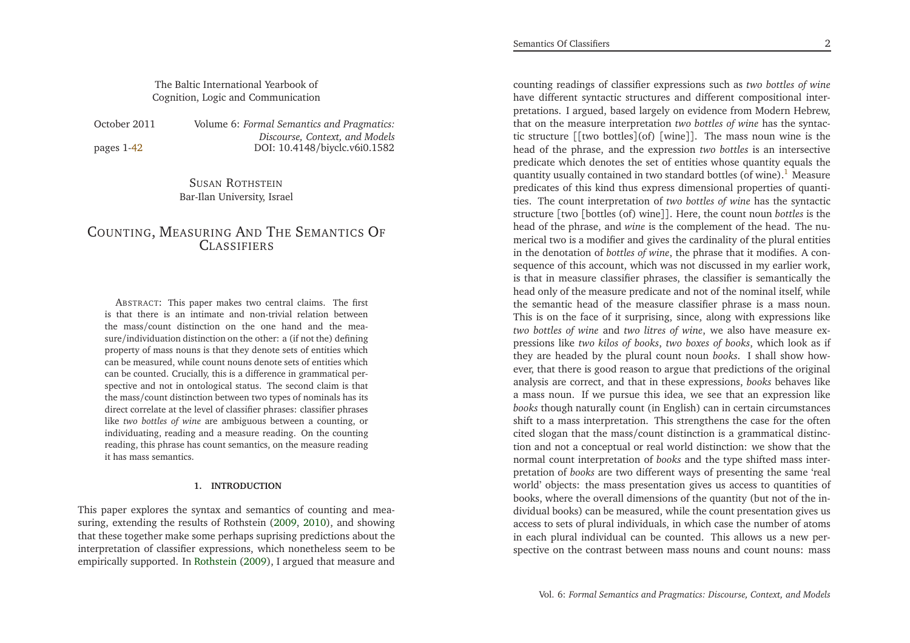The Baltic International Yearbook of Cognition, Logic and Communication

October 2011 — Volume 6: *Formal Semantics and Pragmatics: Discourse, Context, and Models*

pages 1-42 — DOI: 10.4148/biyclc.v6i0.1582

SUSAN ROTHSTEIN
Bar-Ilan University, Israel

# COUNTING, MEASURING AND THE SEMANTICS OF CLASSIFIERS

ABSTRACT: This paper makes two central claims. The first is that there is an intimate and non-trivial relation between the mass/count distinction on the one hand and the measure/individuation distinction on the other: a (if not the) defining property of mass nouns is that they denote sets of entities which can be measured, while count nouns denote sets of entities which can be counted. Crucially, this is a difference in grammatical perspective and not in ontological status. The second claim is that the mass/count distinction between two types of nominals has its direct correlate at the level of classifier phrases: classifier phrases like *two bottles of wine* are ambiguous between a counting, or individuating, reading and a measure reading. On the counting reading, this phrase has count semantics, on the measure reading it has mass semantics.

## 1. INTRODUCTION

This paper explores the syntax and semantics of counting and measuring, extending the results of Rothstein (2009, 2010), and showing that these together make some perhaps suprising predictions about the interpretation of classifier expressions, which nonetheless seem to be empirically supported. In Rothstein (2009), I argued that measure and counting readings of classifier expressions such as *two bottles of wine* have different syntactic structures and different compositional interpretations. I argued, based largely on evidence from Modern Hebrew, that on the measure interpretation *two bottles of wine* has the syntactic structure [[two bottles](of) [wine]]. The mass noun wine is the head of the phrase, and the expression *two bottles* is an intersective predicate which denotes the set of entities whose quantity equals the quantity usually contained in two standard bottles (of wine).[1] Measure predicates of this kind thus express dimensional properties of quantities. The count interpretation of *two bottles of wine* has the syntactic structure [two [bottles (of) wine]]. Here, the count noun *bottles* is the head of the phrase, and *wine* is the complement of the head. The numerical two is a modifier and gives the cardinality of the plural entities in the denotation of *bottles of wine*, the phrase that it modifies. A consequence of this account, which was not discussed in my earlier work, is that in measure classifier phrases, the classifier is semantically the head only of the measure predicate and not of the nominal itself, while the semantic head of the measure classifier phrase is a mass noun. This is on the face of it surprising, since, along with expressions like *two bottles of wine* and *two litres of wine*, we also have measure expressions like *two kilos of books*, *two boxes of books*, which look as if they are headed by the plural count noun *books*. I shall show however, that there is good reason to argue that predictions of the original analysis are correct, and that in these expressions, *books* behaves like a mass noun. If we pursue this idea, we see that an expression like *books* though naturally count (in English) can in certain circumstances shift to a mass interpretation. This strengthens the case for the often cited slogan that the mass/count distinction is a grammatical distinction and not a conceptual or real world distinction: we show that the normal count interpretation of *books* and the type shifted mass interpretation of *books* are two different ways of presenting the same 'real world' objects: the mass presentation gives us access to quantities of books, where the overall dimensions of the quantity (but not of the individual books) can be measured, while the count presentation gives us access to sets of plural individuals, in which case the number of atoms in each plural individual can be counted. This allows us a new perspective on the contrast between mass nouns and count nouns: mass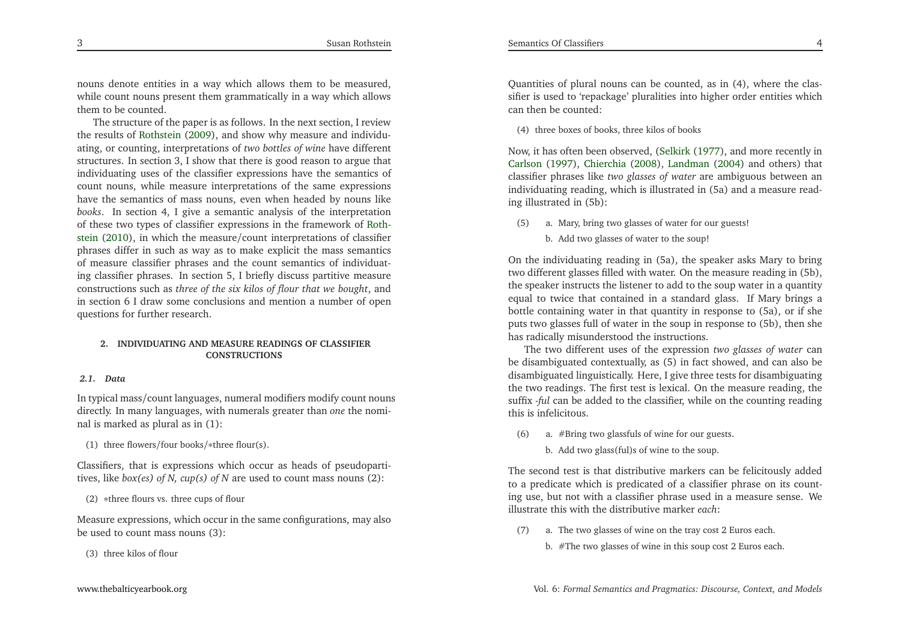nouns denote entities in a way which allows them to be measured, while count nouns present them grammatically in a way which allows them to be counted.

The structure of the paper is as follows. In the next section, I review the results of Rothstein (2009), and show why measure and individuating, or counting, interpretations of *two bottles of wine* have different structures. In section 3, I show that there is good reason to argue that individuating uses of the classifier expressions have the semantics of count nouns, while measure interpretations of the same expressions have the semantics of mass nouns, even when headed by nouns like *books*. In section 4, I give a semantic analysis of the interpretation of these two types of classifier expressions in the framework of Rothstein (2010), in which the measure/count interpretations of classifier phrases differ in such as way as to make explicit the mass semantics of measure classifier phrases and the count semantics of individuating classifier phrases. In section 5, I briefly discuss partitive measure constructions such as *three of the six kilos of flour that we bought*, and in section 6 I draw some conclusions and mention a number of open questions for further research.

## 2. INDIVIDUATING AND MEASURE READINGS OF CLASSIFIER CONSTRUCTIONS

### *2.1. Data*

In typical mass/count languages, numeral modifiers modify count nouns directly. In many languages, with numerals greater than *one* the nominal is marked as plural as in (1):

(1) three flowers/four books/∗three flour(s).

Classifiers, that is expressions which occur as heads of pseudopartitives, like *box(es) of N, cup(s) of N* are used to count mass nouns (2):

(2) ∗three flours vs. three cups of flour

Measure expressions, which occur in the same configurations, may also be used to count mass nouns (3):

(3) three kilos of flour

Quantities of plural nouns can be counted, as in (4), where the classifier is used to 'repackage' pluralities into higher order entities which can then be counted:

(4) three boxes of books, three kilos of books

Now, it has often been observed, (Selkirk (1977), and more recently in Carlson (1997), Chierchia (2008), Landman (2004) and others) that classifier phrases like *two glasses of water* are ambiguous between an individuating reading, which is illustrated in (5a) and a measure reading illustrated in (5b):

(5) a. Mary, bring two glasses of water for our guests!
b. Add two glasses of water to the soup!

On the individuating reading in (5a), the speaker asks Mary to bring two different glasses filled with water. On the measure reading in (5b), the speaker instructs the listener to add to the soup water in a quantity equal to twice that contained in a standard glass. If Mary brings a bottle containing water in that quantity in response to (5a), or if she puts two glasses full of water in the soup in response to (5b), then she has radically misunderstood the instructions.

The two different uses of the expression *two glasses of water* can be disambiguated contextually, as (5) in fact showed, and can also be disambiguated linguistically. Here, I give three tests for disambiguating the two readings. The first test is lexical. On the measure reading, the suffix *-ful* can be added to the classifier, while on the counting reading this is infelicitous.

(6) a. #Bring two glassfuls of wine for our guests.
b. Add two glass(ful)s of wine to the soup.

The second test is that distributive markers can be felicitously added to a predicate which is predicated of a classifier phrase on its counting use, but not with a classifier phrase used in a measure sense. We illustrate this with the distributive marker *each*:

(7) a. The two glasses of wine on the tray cost 2 Euros each.
b. #The two glasses of wine in this soup cost 2 Euros each.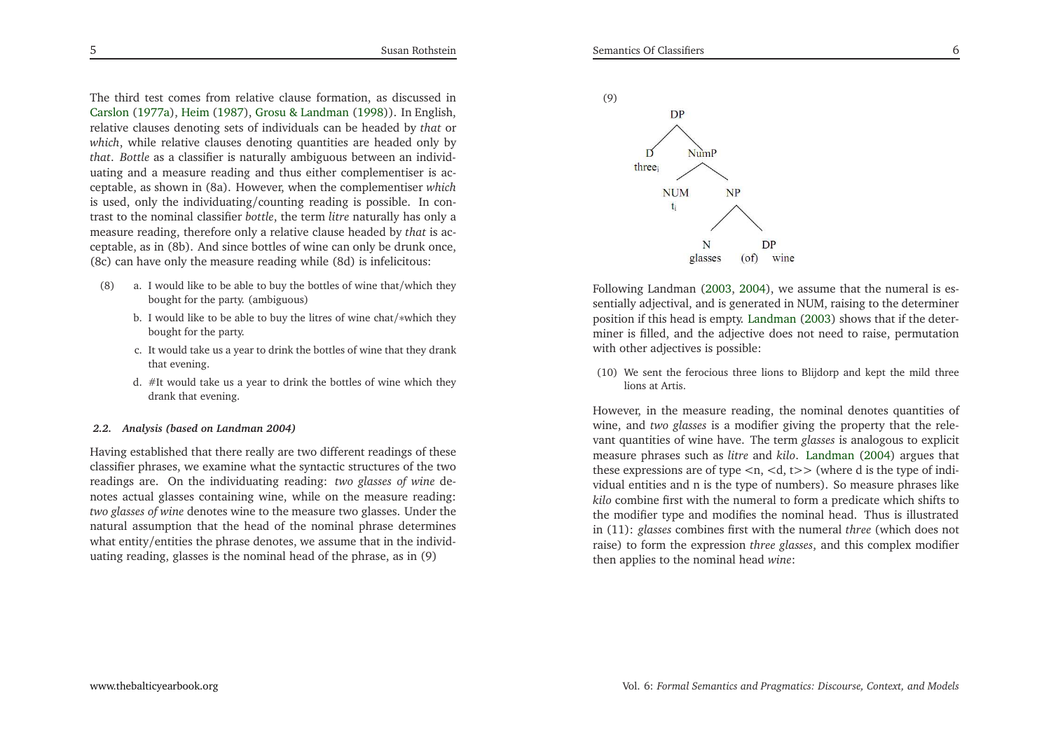The third test comes from relative clause formation, as discussed in Carslon (1977a), Heim (1987), Grosu & Landman (1998)). In English, relative clauses denoting sets of individuals can be headed by *that* or *which*, while relative clauses denoting quantities are headed only by *that*. *Bottle* as a classifier is naturally ambiguous between an individuating and a measure reading and thus either complementiser is acceptable, as shown in (8a). However, when the complementiser *which* is used, only the individuating/counting reading is possible. In contrast to the nominal classifier *bottle*, the term *litre* naturally has only a measure reading, therefore only a relative clause headed by *that* is acceptable, as in (8b). And since bottles of wine can only be drunk once, (8c) can have only the measure reading while (8d) is infelicitous:

(8) a. I would like to be able to buy the bottles of wine that/which they bought for the party. (ambiguous)

b. I would like to be able to buy the litres of wine chat/*which they bought for the party.

c. It would take us a year to drink the bottles of wine that they drank that evening.

d. #It would take us a year to drink the bottles of wine which they drank that evening.

### *2.2. Analysis (based on Landman 2004)*

Having established that there really are two different readings of these classifier phrases, we examine what the syntactic structures of the two readings are. On the individuating reading: *two glasses of wine* denotes actual glasses containing wine, while on the measure reading: *two glasses of wine* denotes wine to the measure two glasses. Under the natural assumption that the head of the nominal phrase determines what entity/entities the phrase denotes, we assume that in the individuating reading, glasses is the nominal head of the phrase, as in (9)

(9) [$_{DP}$ [$_{D}$ three$_i$] [$_{NumP}$ [$_{NUM}$ $t_i$] [$_{NP}$ [$_{N}$ glasses] [$_{DP}$ (of) wine]]]]

Following Landman (2003, 2004), we assume that the numeral is essentially adjectival, and is generated in NUM, raising to the determiner position if this head is empty. Landman (2003) shows that if the determiner is filled, and the adjective does not need to raise, permutation with other adjectives is possible:

(10) We sent the ferocious three lions to Blijdorp and kept the mild three lions at Artis.

However, in the measure reading, the nominal denotes quantities of wine, and *two glasses* is a modifier giving the property that the relevant quantities of wine have. The term *glasses* is analogous to explicit measure phrases such as *litre* and *kilo*. Landman (2004) argues that these expressions are of type <n, <d, t>> (where d is the type of individual entities and n is the type of numbers). So measure phrases like *kilo* combine first with the numeral to form a predicate which shifts to the modifier type and modifies the nominal head. Thus is illustrated in (11): *glasses* combines first with the numeral *three* (which does not raise) to form the expression *three glasses*, and this complex modifier then applies to the nominal head *wine*: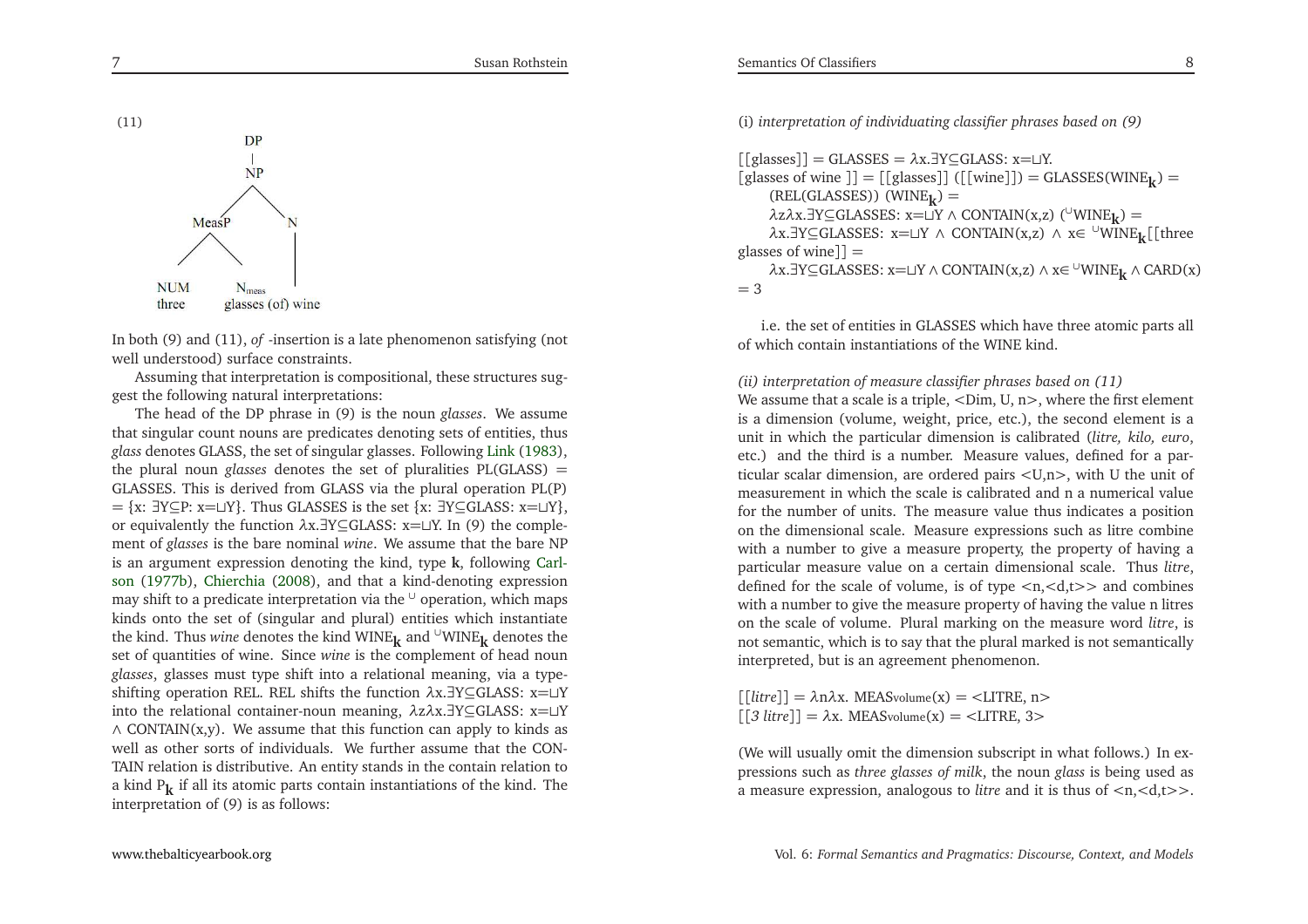(11)

```
              DP
              |
              NP
            /    \
       MeasP      N
       /    \     |
    NUM    N_meas |
    three  glasses (of) wine
```

In both (9) and (11), *of* -insertion is a late phenomenon satisfying (not well understood) surface constraints.

Assuming that interpretation is compositional, these structures suggest the following natural interpretations:

The head of the DP phrase in (9) is the noun *glasses*. We assume that singular count nouns are predicates denoting sets of entities, thus *glass* denotes GLASS, the set of singular glasses. Following Link (1983), the plural noun *glasses* denotes the set of pluralities PL(GLASS) = GLASSES. This is derived from GLASS via the plural operation PL(P) = {x: ∃Y⊆P: x=⊔Y}. Thus GLASSES is the set {x: ∃Y⊆GLASS: x=⊔Y}, or equivalently the function λx.∃Y⊆GLASS: x=⊔Y. In (9) the complement of *glasses* is the bare nominal *wine*. We assume that the bare NP is an argument expression denoting the kind, type **k**, following Carlson (1977b), Chierchia (2008), and that a kind-denoting expression may shift to a predicate interpretation via the ∪ operation, which maps kinds onto the set of (singular and plural) entities which instantiate the kind. Thus *wine* denotes the kind $\text{WINE}_{\mathbf{k}}$ and $^{\cup}\text{WINE}_{\mathbf{k}}$ denotes the set of quantities of wine. Since *wine* is the complement of head noun *glasses*, glasses must type shift into a relational meaning, via a type-shifting operation REL. REL shifts the function λx.∃Y⊆GLASS: x=⊔Y into the relational container-noun meaning, λzλx.∃Y⊆GLASS: x=⊔Y ∧ CONTAIN(x,y). We assume that this function can apply to kinds as well as other sorts of individuals. We further assume that the CONTAIN relation is distributive. An entity stands in the contain relation to a kind $P_{\mathbf{k}}$ if all its atomic parts contain instantiations of the kind. The interpretation of (9) is as follows:

(i) *interpretation of individuating classifier phrases based on (9)*

[[glasses]] = GLASSES = λx.∃Y⊆GLASS: x=⊔Y.
[glasses of wine ]] = [[glasses]] ([[wine]]) = GLASSES($\text{WINE}_{\mathbf{k}}$) = (REL(GLASSES)) ($\text{WINE}_{\mathbf{k}}$) =
λzλx.∃Y⊆GLASSES: x=⊔Y ∧ CONTAIN(x,z) ($^{\cup}\text{WINE}_{\mathbf{k}}$) =
λx.∃Y⊆GLASSES: x=⊔Y ∧ CONTAIN(x,z) ∧ x∈ $^{\cup}\text{WINE}_{\mathbf{k}}$[[three glasses of wine]] =
λx.∃Y⊆GLASSES: x=⊔Y ∧ CONTAIN(x,z) ∧ x∈ $^{\cup}\text{WINE}_{\mathbf{k}}$ ∧ CARD(x) = 3

i.e. the set of entities in GLASSES which have three atomic parts all of which contain instantiations of the WINE kind.

*(ii) interpretation of measure classifier phrases based on (11)*

We assume that a scale is a triple, <Dim, U, n>, where the first element is a dimension (volume, weight, price, etc.), the second element is a unit in which the particular dimension is calibrated (*litre, kilo, euro*, etc.) and the third is a number. Measure values, defined for a particular scalar dimension, are ordered pairs <U,n>, with U the unit of measurement in which the scale is calibrated and n a numerical value for the number of units. The measure value thus indicates a position on the dimensional scale. Measure expressions such as litre combine with a number to give a measure property, the property of having a particular measure value on a certain dimensional scale. Thus *litre*, defined for the scale of volume, is of type <n,<d,t>> and combines with a number to give the measure property of having the value n litres on the scale of volume. Plural marking on the measure word *litre*, is not semantic, which is to say that the plural marked is not semantically interpreted, but is an agreement phenomenon.

[[*litre*]] = λnλx. $\text{MEAS}_{\text{volume}}$(x) = <LITRE, n>
[[*3 litre*]] = λx. $\text{MEAS}_{\text{volume}}$(x) = <LITRE, 3>

(We will usually omit the dimension subscript in what follows.) In expressions such as *three glasses of milk*, the noun *glass* is being used as a measure expression, analogous to *litre* and it is thus of <n,<d,t>>.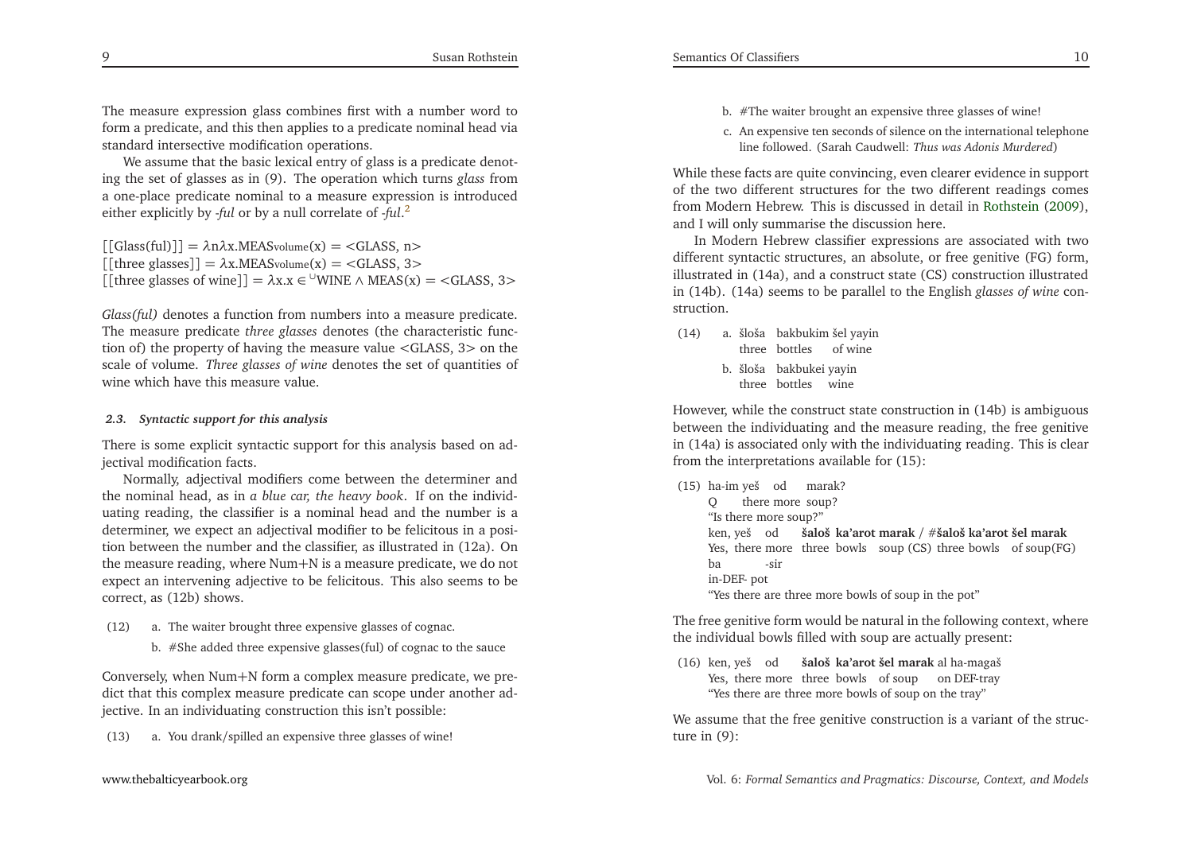The measure expression glass combines first with a number word to form a predicate, and this then applies to a predicate nominal head via standard intersective modification operations.

We assume that the basic lexical entry of glass is a predicate denoting the set of glasses as in (9). The operation which turns *glass* from a one-place predicate nominal to a measure expression is introduced either explicitly by *-ful* or by a null correlate of *-ful*.[2]

$[[\text{Glass(ful)}]] = \lambda n \lambda x.\text{MEAS}_{\text{volume}}(x) = <\text{GLASS, n}>$
$[[\text{three glasses}]] = \lambda x.\text{MEAS}_{\text{volume}}(x) = <\text{GLASS, 3}>$
$[[\text{three glasses of wine}]] = \lambda x.x \in {}^{\cup}\text{WINE} \wedge \text{MEAS}(x) = <\text{GLASS, 3}>$

*Glass(ful)* denotes a function from numbers into a measure predicate. The measure predicate *three glasses* denotes (the characteristic function of) the property of having the measure value <GLASS, 3> on the scale of volume. *Three glasses of wine* denotes the set of quantities of wine which have this measure value.

### *2.3. Syntactic support for this analysis*

There is some explicit syntactic support for this analysis based on adjectival modification facts.

Normally, adjectival modifiers come between the determiner and the nominal head, as in *a blue car, the heavy book*. If on the individuating reading, the classifier is a nominal head and the number is a determiner, we expect an adjectival modifier to be felicitous in a position between the number and the classifier, as illustrated in (12a). On the measure reading, where Num+N is a measure predicate, we do not expect an intervening adjective to be felicitous. This also seems to be correct, as (12b) shows.

(12) a. The waiter brought three expensive glasses of cognac.

b. #She added three expensive glasses(ful) of cognac to the sauce

Conversely, when Num+N form a complex measure predicate, we predict that this complex measure predicate can scope under another adjective. In an individuating construction this isn't possible:

(13) a. You drank/spilled an expensive three glasses of wine!

b. #The waiter brought an expensive three glasses of wine!

c. An expensive ten seconds of silence on the international telephone line followed. (Sarah Caudwell: *Thus was Adonis Murdered*)

While these facts are quite convincing, even clearer evidence in support of the two different structures for the two different readings comes from Modern Hebrew. This is discussed in detail in Rothstein (2009), and I will only summarise the discussion here.

In Modern Hebrew classifier expressions are associated with two different syntactic structures, an absolute, or free genitive (FG) form, illustrated in (14a), and a construct state (CS) construction illustrated in (14b). (14a) seems to be parallel to the English *glasses of wine* construction.

(14) a. šloša bakbukim šel yayin
three bottles of wine

b. šloša bakbukei yayin
three bottles wine

However, while the construct state construction in (14b) is ambiguous between the individuating and the measure reading, the free genitive in (14a) is associated only with the individuating reading. This is clear from the interpretations available for (15):

(15) ha-im yeš od marak?
Q there more soup?
"Is there more soup?"
ken, yeš od **šaloš ka'arot marak** / #**šaloš ka'arot šel marak**
Yes, there more three bowls soup (CS) three bowls of soup(FG)
ba -sir
in-DEF- pot
"Yes there are three more bowls of soup in the pot"

The free genitive form would be natural in the following context, where the individual bowls filled with soup are actually present:

(16) ken, yeš od **šaloš ka'arot šel marak** al ha-magaš
Yes, there more three bowls of soup on DEF-tray
"Yes there are three more bowls of soup on the tray"

We assume that the free genitive construction is a variant of the structure in (9):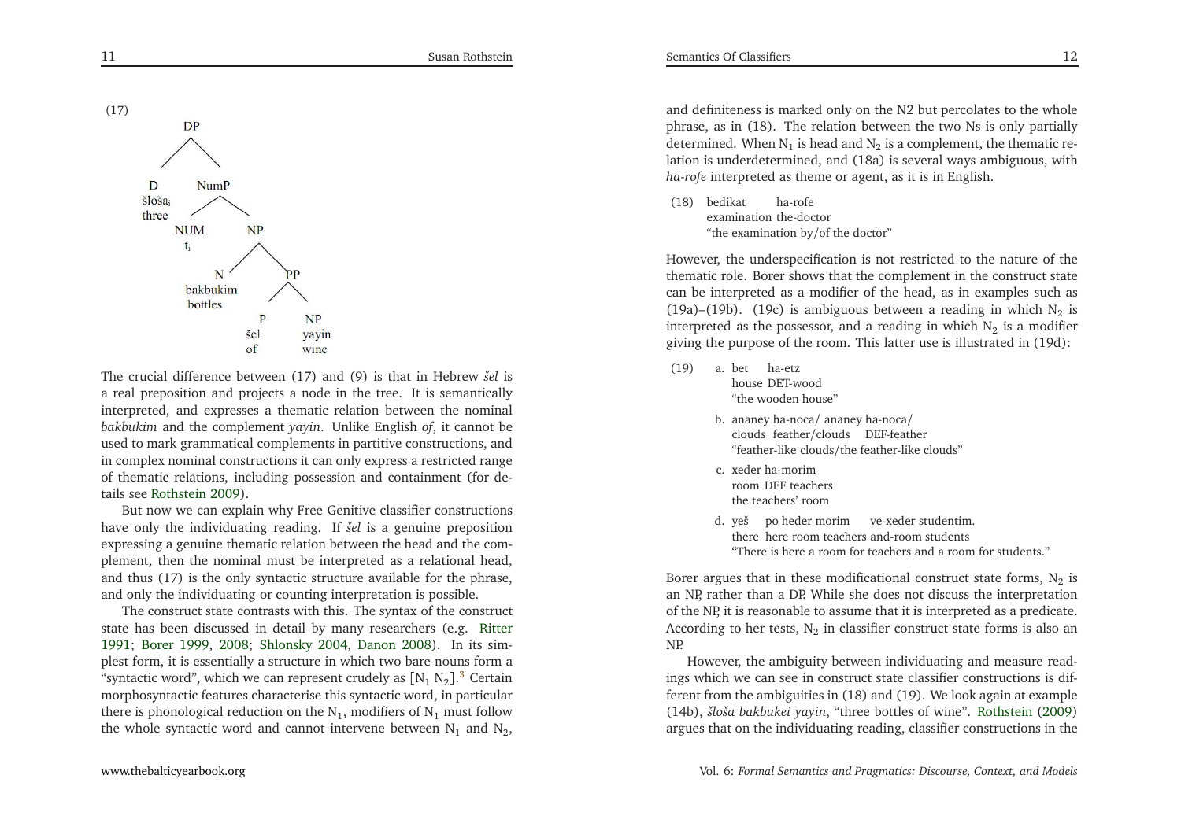(17)

```
DP
├── D
│   šloša_i
│   three
└── NumP
    ├── NUM
    │   t_i
    └── NP
        ├── N
        │   bakbukim
        │   bottles
        └── PP
            ├── P
            │   šel
            │   of
            └── NP
                yayin
                wine
```

The crucial difference between (17) and (9) is that in Hebrew *šel* is a real preposition and projects a node in the tree. It is semantically interpreted, and expresses a thematic relation between the nominal *bakbukim* and the complement *yayin*. Unlike English *of*, it cannot be used to mark grammatical complements in partitive constructions, and in complex nominal constructions it can only express a restricted range of thematic relations, including possession and containment (for details see Rothstein 2009).

But now we can explain why Free Genitive classifier constructions have only the individuating reading. If *šel* is a genuine preposition expressing a genuine thematic relation between the head and the complement, then the nominal must be interpreted as a relational head, and thus (17) is the only syntactic structure available for the phrase, and only the individuating or counting interpretation is possible.

The construct state contrasts with this. The syntax of the construct state has been discussed in detail by many researchers (e.g. Ritter 1991; Borer 1999, 2008; Shlonsky 2004, Danon 2008). In its simplest form, it is essentially a structure in which two bare nouns form a "syntactic word", which we can represent crudely as $[N_1\ N_2]$.[3] Certain morphosyntactic features characterise this syntactic word, in particular there is phonological reduction on the $N_1$, modifiers of $N_1$ must follow the whole syntactic word and cannot intervene between $N_1$ and $N_2$, and definiteness is marked only on the N2 but percolates to the whole phrase, as in (18). The relation between the two Ns is only partially determined. When $N_1$ is head and $N_2$ is a complement, the thematic relation is underdetermined, and (18a) is several ways ambiguous, with *ha-rofe* interpreted as theme or agent, as it is in English.

(18) bedikat ha-rofe
examination the-doctor
"the examination by/of the doctor"

However, the underspecification is not restricted to the nature of the thematic role. Borer shows that the complement in the construct state can be interpreted as a modifier of the head, as in examples such as (19a)–(19b). (19c) is ambiguous between a reading in which $N_2$ is interpreted as the possessor, and a reading in which $N_2$ is a modifier giving the purpose of the room. This latter use is illustrated in (19d):

(19) a. bet ha-etz
house DET-wood
"the wooden house"

b. ananey ha-noca/ ananey ha-noca/
clouds feather/clouds DEF-feather
"feather-like clouds/the feather-like clouds"

c. xeder ha-morim
room DEF teachers
the teachers' room

d. yeš po heder morim ve-xeder studentim.
there here room teachers and-room students
"There is here a room for teachers and a room for students."

Borer argues that in these modificational construct state forms, $N_2$ is an NP, rather than a DP. While she does not discuss the interpretation of the NP, it is reasonable to assume that it is interpreted as a predicate. According to her tests, $N_2$ in classifier construct state forms is also an NP.

However, the ambiguity between individuating and measure readings which we can see in construct state classifier constructions is different from the ambiguities in (18) and (19). We look again at example (14b), *šloša bakbukei yayin*, "three bottles of wine". Rothstein (2009) argues that on the individuating reading, classifier constructions in the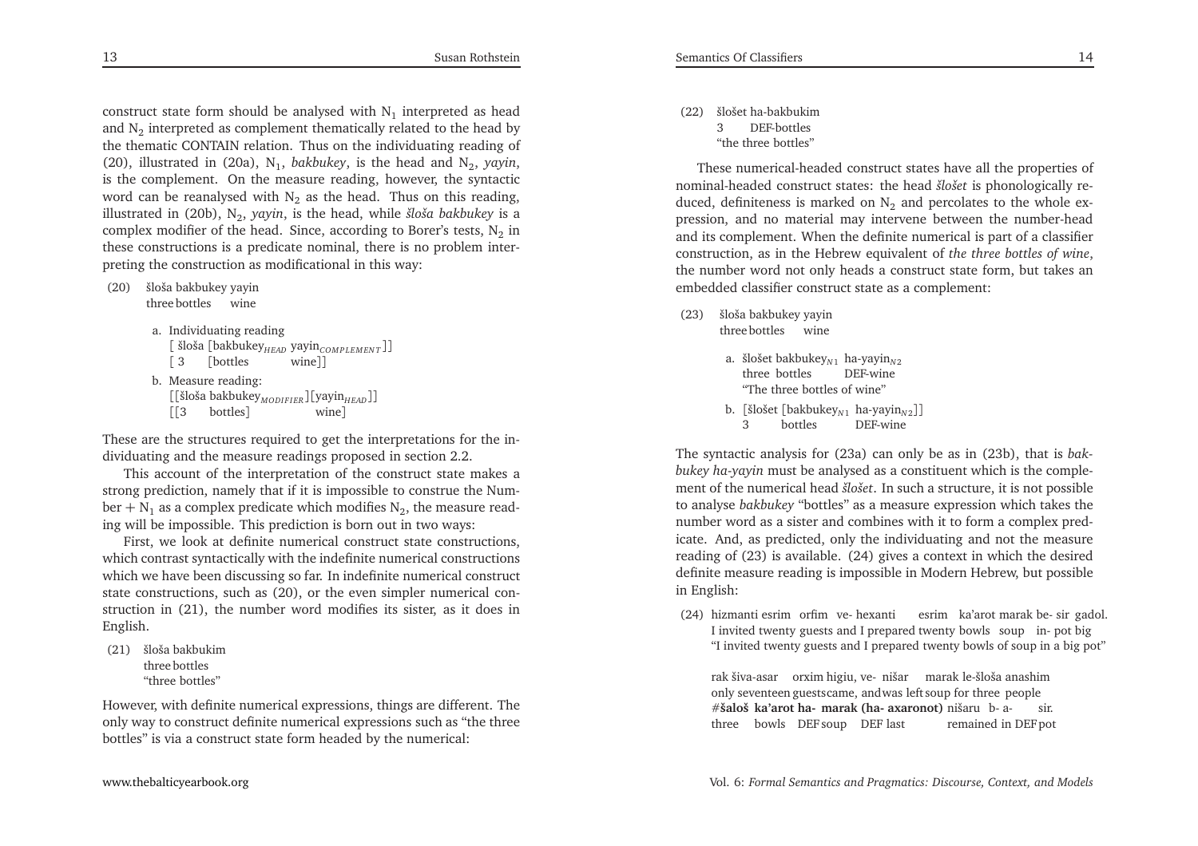construct state form should be analysed with $N_1$ interpreted as head and $N_2$ interpreted as complement thematically related to the head by the thematic CONTAIN relation. Thus on the individuating reading of (20), illustrated in (20a), $N_1$, *bakbukey*, is the head and $N_2$, *yayin*, is the complement. On the measure reading, however, the syntactic word can be reanalysed with $N_2$ as the head. Thus on this reading, illustrated in (20b), $N_2$, *yayin*, is the head, while *šloša bakbukey* is a complex modifier of the head. Since, according to Borer's tests, $N_2$ in these constructions is a predicate nominal, there is no problem interpreting the construction as modificational in this way:

(20) šloša bakbukey yayin
three bottles wine

a. Individuating reading
[ šloša [bakbukey$_{HEAD}$ yayin$_{COMPLEMENT}$]]
[ 3 [bottles wine]]

b. Measure reading:
[[šloša bakbukey$_{MODIFIER}$][yayin$_{HEAD}$]]
[[3 bottles] wine]

These are the structures required to get the interpretations for the individuating and the measure readings proposed in section 2.2.

This account of the interpretation of the construct state makes a strong prediction, namely that if it is impossible to construe the Number + $N_1$ as a complex predicate which modifies $N_2$, the measure reading will be impossible. This prediction is born out in two ways:

First, we look at definite numerical construct state constructions, which contrast syntactically with the indefinite numerical constructions which we have been discussing so far. In indefinite numerical construct state constructions, such as (20), or the even simpler numerical construction in (21), the number word modifies its sister, as it does in English.

(21) šloša bakbukim
three bottles
"three bottles"

However, with definite numerical expressions, things are different. The only way to construct definite numerical expressions such as "the three bottles" is via a construct state form headed by the numerical:

(22) šlošet ha-bakbukim
3 DEF-bottles
"the three bottles"

These numerical-headed construct states have all the properties of nominal-headed construct states: the head *šlošet* is phonologically reduced, definiteness is marked on $N_2$ and percolates to the whole expression, and no material may intervene between the number-head and its complement. When the definite numerical is part of a classifier construction, as in the Hebrew equivalent of *the three bottles of wine*, the number word not only heads a construct state form, but takes an embedded classifier construct state as a complement:

(23) šloša bakbukey yayin
three bottles wine

a. šlošet bakbukey$_{N1}$ ha-yayin$_{N2}$
three bottles DEF-wine
"The three bottles of wine"

b. [šlošet [bakbukey$_{N1}$ ha-yayin$_{N2}$]]
3 bottles DEF-wine

The syntactic analysis for (23a) can only be as in (23b), that is *bakbukey ha-yayin* must be analysed as a constituent which is the complement of the numerical head *šlošet*. In such a structure, it is not possible to analyse *bakbukey* "bottles" as a measure expression which takes the number word as a sister and combines with it to form a complex predicate. And, as predicted, only the individuating and not the measure reading of (23) is available. (24) gives a context in which the desired definite measure reading is impossible in Modern Hebrew, but possible in English:

(24) hizmanti esrim orfim ve- hexanti esrim ka'arot marak be- sir gadol.
I invited twenty guests and I prepared twenty bowls soup in- pot big
"I invited twenty guests and I prepared twenty bowls of soup in a big pot"

rak šiva-asar orxim higiu, ve- nišar marak le-šloša anashim
only seventeen guests came, and was left soup for three people
#**šaloš ka'arot ha- marak (ha- axaronot)** nišaru b- a- sir.
three bowls DEF soup DEF last remained in DEF pot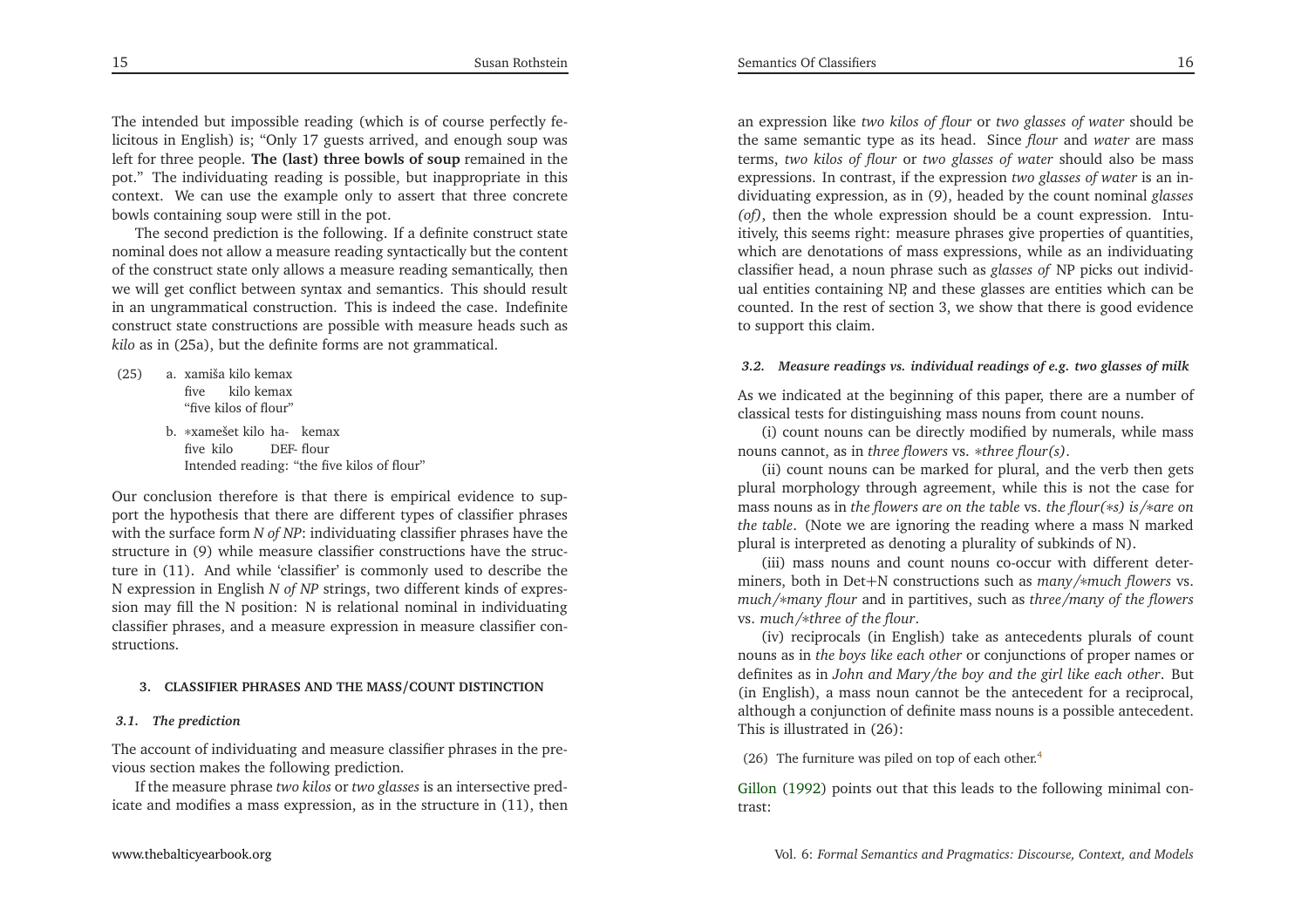The intended but impossible reading (which is of course perfectly felicitous in English) is; "Only 17 guests arrived, and enough soup was left for three people. **The (last) three bowls of soup** remained in the pot." The individuating reading is possible, but inappropriate in this context. We can use the example only to assert that three concrete bowls containing soup were still in the pot.

The second prediction is the following. If a definite construct state nominal does not allow a measure reading syntactically but the content of the construct state only allows a measure reading semantically, then we will get conflict between syntax and semantics. This should result in an ungrammatical construction. This is indeed the case. Indefinite construct state constructions are possible with measure heads such as *kilo* as in (25a), but the definite forms are not grammatical.

(25) a. xamiša kilo kemax
five kilo kemax
"five kilos of flour"

b. ∗xamešet kilo ha- kemax
five kilo DEF- flour
Intended reading: "the five kilos of flour"

Our conclusion therefore is that there is empirical evidence to support the hypothesis that there are different types of classifier phrases with the surface form *N of NP*: individuating classifier phrases have the structure in (9) while measure classifier constructions have the structure in (11). And while 'classifier' is commonly used to describe the N expression in English *N of NP* strings, two different kinds of expression may fill the N position: N is relational nominal in individuating classifier phrases, and a measure expression in measure classifier constructions.

## 3. CLASSIFIER PHRASES AND THE MASS/COUNT DISTINCTION

### 3.1. The prediction

The account of individuating and measure classifier phrases in the previous section makes the following prediction.

If the measure phrase *two kilos* or *two glasses* is an intersective predicate and modifies a mass expression, as in the structure in (11), then an expression like *two kilos of flour* or *two glasses of water* should be the same semantic type as its head. Since *flour* and *water* are mass terms, *two kilos of flour* or *two glasses of water* should also be mass expressions. In contrast, if the expression *two glasses of water* is an individuating expression, as in (9), headed by the count nominal *glasses (of)*, then the whole expression should be a count expression. Intuitively, this seems right: measure phrases give properties of quantities, which are denotations of mass expressions, while as an individuating classifier head, a noun phrase such as *glasses of* NP picks out individual entities containing NP, and these glasses are entities which can be counted. In the rest of section 3, we show that there is good evidence to support this claim.

### 3.2. Measure readings vs. individual readings of e.g. two glasses of milk

As we indicated at the beginning of this paper, there are a number of classical tests for distinguishing mass nouns from count nouns.

(i) count nouns can be directly modified by numerals, while mass nouns cannot, as in *three flowers* vs. *∗three flour(s)*.

(ii) count nouns can be marked for plural, and the verb then gets plural morphology through agreement, while this is not the case for mass nouns as in *the flowers are on the table* vs. *the flour(∗s) is/∗are on the table*. (Note we are ignoring the reading where a mass N marked plural is interpreted as denoting a plurality of subkinds of N).

(iii) mass nouns and count nouns co-occur with different determiners, both in Det+N constructions such as *many/∗much flowers* vs. *much/∗many flour* and in partitives, such as *three/many of the flowers* vs. *much/∗three of the flour*.

(iv) reciprocals (in English) take as antecedents plurals of count nouns as in *the boys like each other* or conjunctions of proper names or definites as in *John and Mary/the boy and the girl like each other*. But (in English), a mass noun cannot be the antecedent for a reciprocal, although a conjunction of definite mass nouns is a possible antecedent. This is illustrated in (26):

(26) The furniture was piled on top of each other.[4]

Gillon (1992) points out that this leads to the following minimal contrast: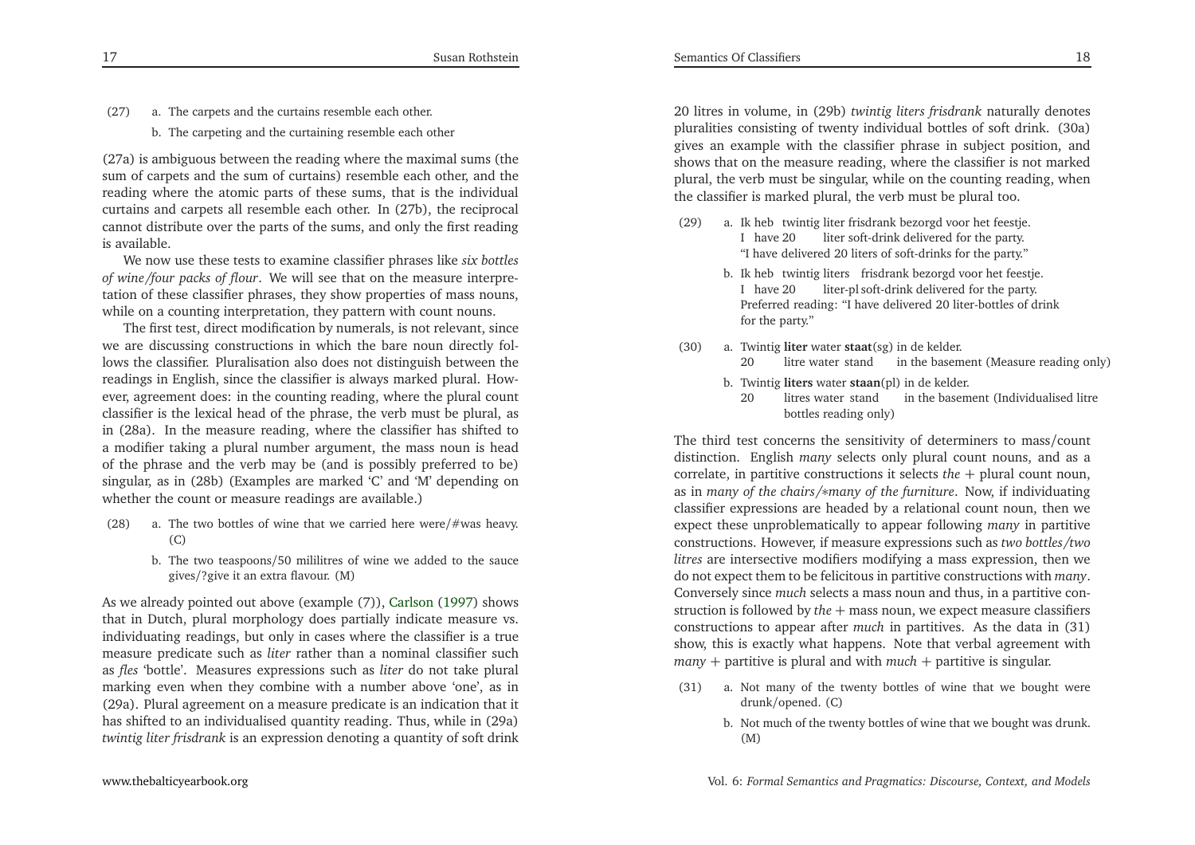(27) a. The carpets and the curtains resemble each other.

b. The carpeting and the curtaining resemble each other

(27a) is ambiguous between the reading where the maximal sums (the sum of carpets and the sum of curtains) resemble each other, and the reading where the atomic parts of these sums, that is the individual curtains and carpets all resemble each other. In (27b), the reciprocal cannot distribute over the parts of the sums, and only the first reading is available.

We now use these tests to examine classifier phrases like *six bottles of wine/four packs of flour*. We will see that on the measure interpretation of these classifier phrases, they show properties of mass nouns, while on a counting interpretation, they pattern with count nouns.

The first test, direct modification by numerals, is not relevant, since we are discussing constructions in which the bare noun directly follows the classifier. Pluralisation also does not distinguish between the readings in English, since the classifier is always marked plural. However, agreement does: in the counting reading, where the plural count classifier is the lexical head of the phrase, the verb must be plural, as in (28a). In the measure reading, where the classifier has shifted to a modifier taking a plural number argument, the mass noun is head of the phrase and the verb may be (and is possibly preferred to be) singular, as in (28b) (Examples are marked 'C' and 'M' depending on whether the count or measure readings are available.)

(28) a. The two bottles of wine that we carried here were/#was heavy. (C)

b. The two teaspoons/50 mililitres of wine we added to the sauce gives/?give it an extra flavour. (M)

As we already pointed out above (example (7)), Carlson (1997) shows that in Dutch, plural morphology does partially indicate measure vs. individuating readings, but only in cases where the classifier is a true measure predicate such as *liter* rather than a nominal classifier such as *fles* 'bottle'. Measures expressions such as *liter* do not take plural marking even when they combine with a number above 'one', as in (29a). Plural agreement on a measure predicate is an indication that it has shifted to an individualised quantity reading. Thus, while in (29a) *twintig liter frisdrank* is an expression denoting a quantity of soft drink 20 litres in volume, in (29b) *twintig liters frisdrank* naturally denotes pluralities consisting of twenty individual bottles of soft drink. (30a) gives an example with the classifier phrase in subject position, and shows that on the measure reading, where the classifier is not marked plural, the verb must be singular, while on the counting reading, when the classifier is marked plural, the verb must be plural too.

(29) a. Ik heb twintig liter frisdrank bezorgd voor het feestje.
I have 20 liter soft-drink delivered for the party.
"I have delivered 20 liters of soft-drinks for the party."

b. Ik heb twintig liters frisdrank bezorgd voor het feestje.
I have 20 liter-pl soft-drink delivered for the party.
Preferred reading: "I have delivered 20 liter-bottles of drink for the party."

(30) a. Twintig **liter** water **staat**(sg) in de kelder.
20 litre water stand in the basement (Measure reading only)

b. Twintig **liters** water **staan**(pl) in de kelder.
20 litres water stand in the basement (Individualised litre bottles reading only)

The third test concerns the sensitivity of determiners to mass/count distinction. English *many* selects only plural count nouns, and as a correlate, in partitive constructions it selects *the* + plural count noun, as in *many of the chairs/\*many of the furniture*. Now, if individuating classifier expressions are headed by a relational count noun, then we expect these unproblematically to appear following *many* in partitive constructions. However, if measure expressions such as *two bottles/two litres* are intersective modifiers modifying a mass expression, then we do not expect them to be felicitous in partitive constructions with *many*. Conversely since *much* selects a mass noun and thus, in a partitive construction is followed by *the* + mass noun, we expect measure classifiers constructions to appear after *much* in partitives. As the data in (31) show, this is exactly what happens. Note that verbal agreement with *many* + partitive is plural and with *much* + partitive is singular.

(31) a. Not many of the twenty bottles of wine that we bought were drunk/opened. (C)

b. Not much of the twenty bottles of wine that we bought was drunk. (M)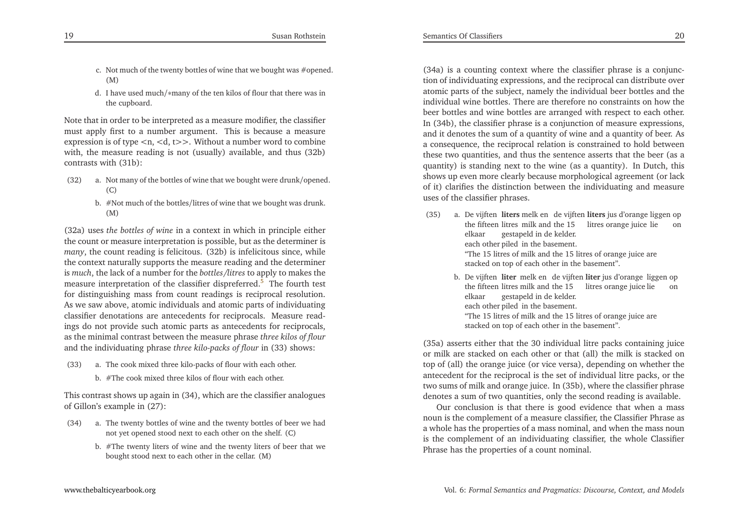c. Not much of the twenty bottles of wine that we bought was #opened. (M)

d. I have used much/*many of the ten kilos of flour that there was in the cupboard.

Note that in order to be interpreted as a measure modifier, the classifier must apply first to a number argument. This is because a measure expression is of type <n, <d, t>>. Without a number word to combine with, the measure reading is not (usually) available, and thus (32b) contrasts with (31b):

(32) a. Not many of the bottles of wine that we bought were drunk/opened. (C)

b. #Not much of the bottles/litres of wine that we bought was drunk. (M)

(32a) uses *the bottles of wine* in a context in which in principle either the count or measure interpretation is possible, but as the determiner is *many*, the count reading is felicitous. (32b) is infelicitous since, while the context naturally supports the measure reading and the determiner is *much*, the lack of a number for the *bottles/litres* to apply to makes the measure interpretation of the classifier dispreferred.[5] The fourth test for distinguishing mass from count readings is reciprocal resolution. As we saw above, atomic individuals and atomic parts of individuating classifier denotations are antecedents for reciprocals. Measure readings do not provide such atomic parts as antecedents for reciprocals, as the minimal contrast between the measure phrase *three kilos of flour* and the individuating phrase *three kilo-packs of flour* in (33) shows:

(33) a. The cook mixed three kilo-packs of flour with each other.

b. #The cook mixed three kilos of flour with each other.

This contrast shows up again in (34), which are the classifier analogues of Gillon's example in (27):

(34) a. The twenty bottles of wine and the twenty bottles of beer we had not yet opened stood next to each other on the shelf. (C)

b. #The twenty liters of wine and the twenty liters of beer that we bought stood next to each other in the cellar. (M)

(34a) is a counting context where the classifier phrase is a conjunction of individuating expressions, and the reciprocal can distribute over atomic parts of the subject, namely the individual beer bottles and the individual wine bottles. There are therefore no constraints on how the beer bottles and wine bottles are arranged with respect to each other. In (34b), the classifier phrase is a conjunction of measure expressions, and it denotes the sum of a quantity of wine and a quantity of beer. As a consequence, the reciprocal relation is constrained to hold between these two quantities, and thus the sentence asserts that the beer (as a quantity) is standing next to the wine (as a quantity). In Dutch, this shows up even more clearly because morphological agreement (or lack of it) clarifies the distinction between the individuating and measure uses of the classifier phrases.

(35) a. De vijftien **liters** melk en de vijften **liters** jus d'orange liggen op elkaar gestapeld in de kelder.
the fifteen litres milk and the 15 litres orange juice lie on each other piled in the basement.
"The 15 litres of milk and the 15 litres of orange juice are stacked on top of each other in the basement".

b. De vijftien **liter** melk en de vijften **liter** jus d'orange liggen op elkaar gestapeld in de kelder.
the fifteen litres milk and the 15 litres orange juice lie on each other piled in the basement.
"The 15 litres of milk and the 15 litres of orange juice are stacked on top of each other in the basement".

(35a) asserts either that the 30 individual litre packs containing juice or milk are stacked on each other or that (all) the milk is stacked on top of (all) the orange juice (or vice versa), depending on whether the antecedent for the reciprocal is the set of individual litre packs, or the two sums of milk and orange juice. In (35b), where the classifier phrase denotes a sum of two quantities, only the second reading is available.

Our conclusion is that there is good evidence that when a mass noun is the complement of a measure classifier, the Classifier Phrase as a whole has the properties of a mass nominal, and when the mass noun is the complement of an individuating classifier, the whole Classifier Phrase has the properties of a count nominal.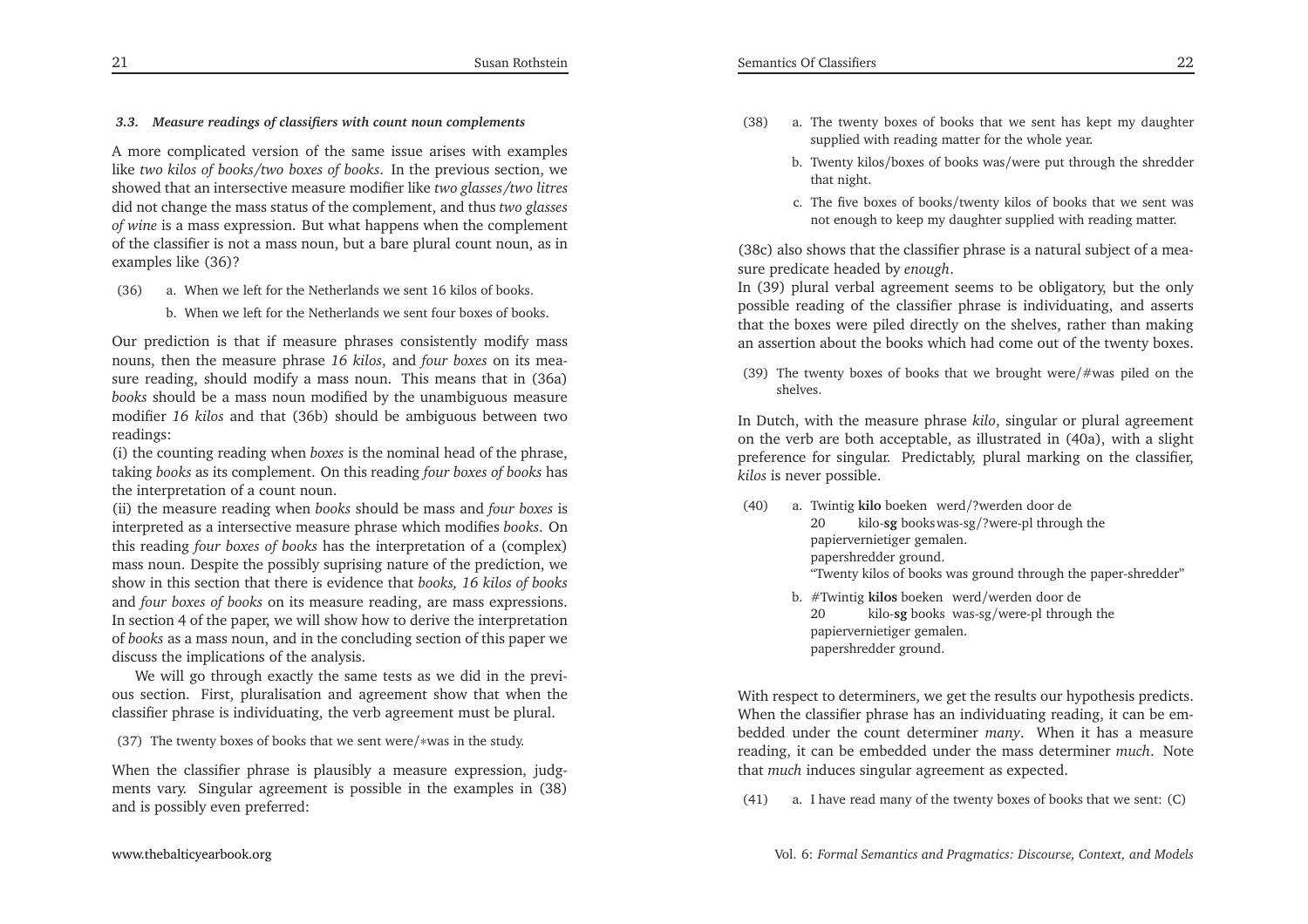### *3.3. Measure readings of classifiers with count noun complements*

A more complicated version of the same issue arises with examples like *two kilos of books/two boxes of books*. In the previous section, we showed that an intersective measure modifier like *two glasses/two litres* did not change the mass status of the complement, and thus *two glasses of wine* is a mass expression. But what happens when the complement of the classifier is not a mass noun, but a bare plural count noun, as in examples like (36)?

(36) a. When we left for the Netherlands we sent 16 kilos of books.

b. When we left for the Netherlands we sent four boxes of books.

Our prediction is that if measure phrases consistently modify mass nouns, then the measure phrase *16 kilos*, and *four boxes* on its measure reading, should modify a mass noun. This means that in (36a) *books* should be a mass noun modified by the unambiguous measure modifier *16 kilos* and that (36b) should be ambiguous between two readings:

(i) the counting reading when *boxes* is the nominal head of the phrase, taking *books* as its complement. On this reading *four boxes of books* has the interpretation of a count noun.

(ii) the measure reading when *books* should be mass and *four boxes* is interpreted as a intersective measure phrase which modifies *books*. On this reading *four boxes of books* has the interpretation of a (complex) mass noun. Despite the possibly suprising nature of the prediction, we show in this section that there is evidence that *books, 16 kilos of books* and *four boxes of books* on its measure reading, are mass expressions. In section 4 of the paper, we will show how to derive the interpretation of *books* as a mass noun, and in the concluding section of this paper we discuss the implications of the analysis.

We will go through exactly the same tests as we did in the previous section. First, pluralisation and agreement show that when the classifier phrase is individuating, the verb agreement must be plural.

(37) The twenty boxes of books that we sent were/∗was in the study.

When the classifier phrase is plausibly a measure expression, judgments vary. Singular agreement is possible in the examples in (38) and is possibly even preferred:

(38) a. The twenty boxes of books that we sent has kept my daughter supplied with reading matter for the whole year.

b. Twenty kilos/boxes of books was/were put through the shredder that night.

c. The five boxes of books/twenty kilos of books that we sent was not enough to keep my daughter supplied with reading matter.

(38c) also shows that the classifier phrase is a natural subject of a measure predicate headed by *enough*.

In (39) plural verbal agreement seems to be obligatory, but the only possible reading of the classifier phrase is individuating, and asserts that the boxes were piled directly on the shelves, rather than making an assertion about the books which had come out of the twenty boxes.

(39) The twenty boxes of books that we brought were/#was piled on the shelves.

In Dutch, with the measure phrase *kilo*, singular or plural agreement on the verb are both acceptable, as illustrated in (40a), with a slight preference for singular. Predictably, plural marking on the classifier, *kilos* is never possible.

(40) a. Twintig **kilo** boeken werd/?werden door de
20 kilo-**sg** books was-sg/?were-pl through the
papiervernietiger gemalen.
papershredder ground.
"Twenty kilos of books was ground through the paper-shredder"

b. #Twintig **kilos** boeken werd/werden door de
20 kilo-**sg** books was-sg/were-pl through the
papiervernietiger gemalen.
papershredder ground.

With respect to determiners, we get the results our hypothesis predicts. When the classifier phrase has an individuating reading, it can be embedded under the count determiner *many*. When it has a measure reading, it can be embedded under the mass determiner *much*. Note that *much* induces singular agreement as expected.

(41) a. I have read many of the twenty boxes of books that we sent: (C)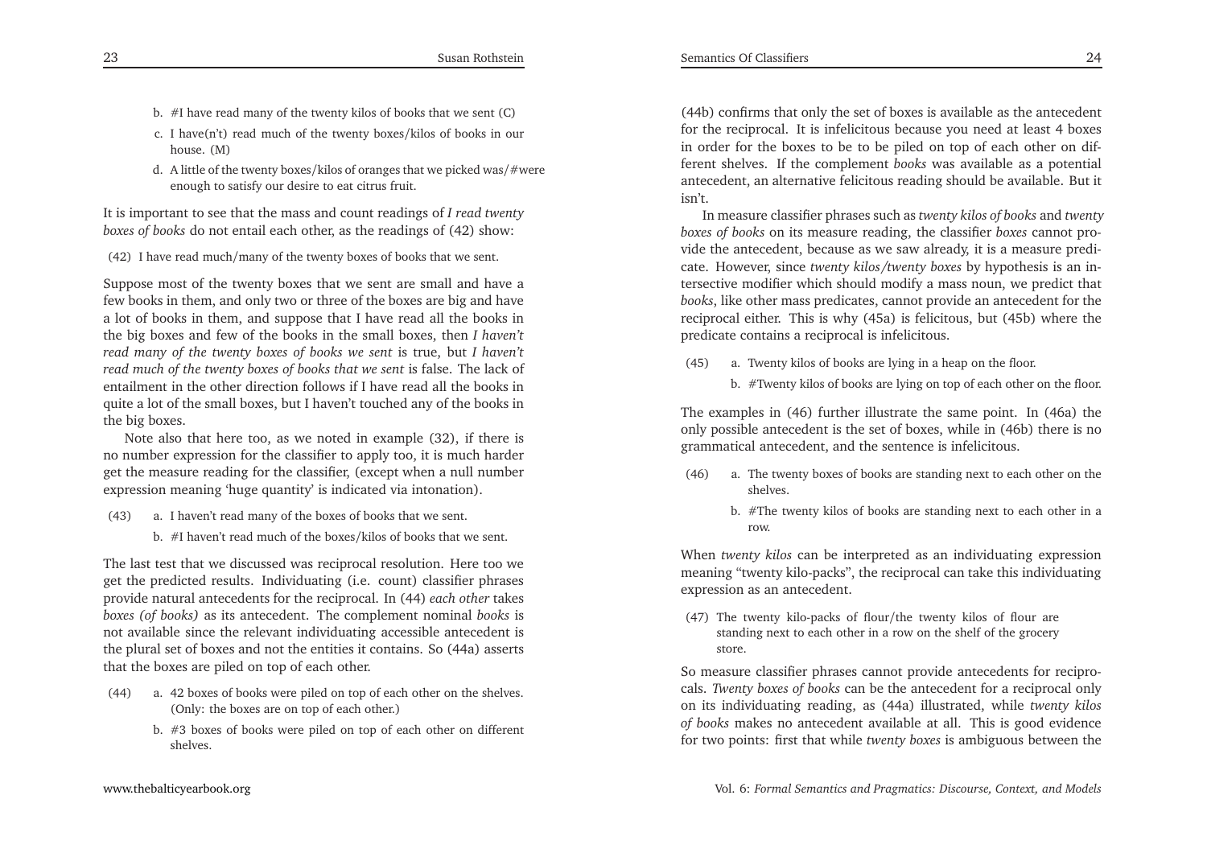b. #I have read many of the twenty kilos of books that we sent (C)

c. I have(n't) read much of the twenty boxes/kilos of books in our house. (M)

d. A little of the twenty boxes/kilos of oranges that we picked was/#were enough to satisfy our desire to eat citrus fruit.

It is important to see that the mass and count readings of *I read twenty boxes of books* do not entail each other, as the readings of (42) show:

(42) I have read much/many of the twenty boxes of books that we sent.

Suppose most of the twenty boxes that we sent are small and have a few books in them, and only two or three of the boxes are big and have a lot of books in them, and suppose that I have read all the books in the big boxes and few of the books in the small boxes, then *I haven't read many of the twenty boxes of books we sent* is true, but *I haven't read much of the twenty boxes of books that we sent* is false. The lack of entailment in the other direction follows if I have read all the books in quite a lot of the small boxes, but I haven't touched any of the books in the big boxes.

Note also that here too, as we noted in example (32), if there is no number expression for the classifier to apply too, it is much harder get the measure reading for the classifier, (except when a null number expression meaning 'huge quantity' is indicated via intonation).

(43) a. I haven't read many of the boxes of books that we sent.

b. #I haven't read much of the boxes/kilos of books that we sent.

The last test that we discussed was reciprocal resolution. Here too we get the predicted results. Individuating (i.e. count) classifier phrases provide natural antecedents for the reciprocal. In (44) *each other* takes *boxes (of books)* as its antecedent. The complement nominal *books* is not available since the relevant individuating accessible antecedent is the plural set of boxes and not the entities it contains. So (44a) asserts that the boxes are piled on top of each other.

(44) a. 42 boxes of books were piled on top of each other on the shelves. (Only: the boxes are on top of each other.)

b. #3 boxes of books were piled on top of each other on different shelves.

(44b) confirms that only the set of boxes is available as the antecedent for the reciprocal. It is infelicitous because you need at least 4 boxes in order for the boxes to be to be piled on top of each other on different shelves. If the complement *books* was available as a potential antecedent, an alternative felicitous reading should be available. But it isn't.

In measure classifier phrases such as *twenty kilos of books* and *twenty boxes of books* on its measure reading, the classifier *boxes* cannot provide the antecedent, because as we saw already, it is a measure predicate. However, since *twenty kilos/twenty boxes* by hypothesis is an intersective modifier which should modify a mass noun, we predict that *books*, like other mass predicates, cannot provide an antecedent for the reciprocal either. This is why (45a) is felicitous, but (45b) where the predicate contains a reciprocal is infelicitous.

(45) a. Twenty kilos of books are lying in a heap on the floor.

b. #Twenty kilos of books are lying on top of each other on the floor.

The examples in (46) further illustrate the same point. In (46a) the only possible antecedent is the set of boxes, while in (46b) there is no grammatical antecedent, and the sentence is infelicitous.

(46) a. The twenty boxes of books are standing next to each other on the shelves.

b. #The twenty kilos of books are standing next to each other in a row.

When *twenty kilos* can be interpreted as an individuating expression meaning "twenty kilo-packs", the reciprocal can take this individuating expression as an antecedent.

(47) The twenty kilo-packs of flour/the twenty kilos of flour are standing next to each other in a row on the shelf of the grocery store.

So measure classifier phrases cannot provide antecedents for reciprocals. *Twenty boxes of books* can be the antecedent for a reciprocal only on its individuating reading, as (44a) illustrated, while *twenty kilos of books* makes no antecedent available at all. This is good evidence for two points: first that while *twenty boxes* is ambiguous between the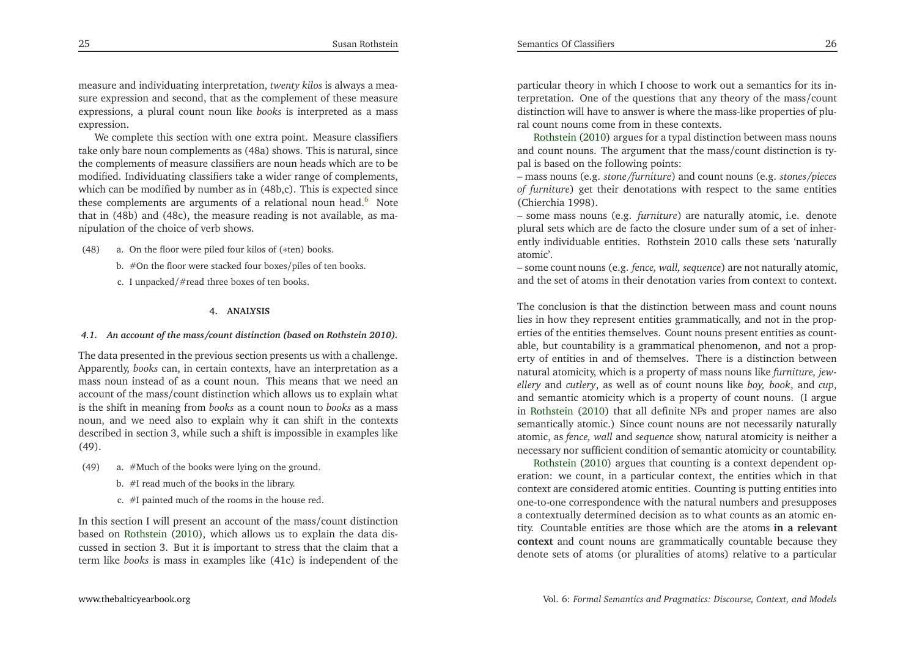measure and individuating interpretation, *twenty kilos* is always a measure expression and second, that as the complement of these measure expressions, a plural count noun like *books* is interpreted as a mass expression.

We complete this section with one extra point. Measure classifiers take only bare noun complements as (48a) shows. This is natural, since the complements of measure classifiers are noun heads which are to be modified. Individuating classifiers take a wider range of complements, which can be modified by number as in (48b,c). This is expected since these complements are arguments of a relational noun head.[6] Note that in (48b) and (48c), the measure reading is not available, as manipulation of the choice of verb shows.

(48) a. On the floor were piled four kilos of (\*ten) books.

b. #On the floor were stacked four boxes/piles of ten books.

c. I unpacked/#read three boxes of ten books.

## 4. ANALYSIS

### 4.1. *An account of the mass/count distinction (based on Rothstein 2010).*

The data presented in the previous section presents us with a challenge. Apparently, *books* can, in certain contexts, have an interpretation as a mass noun instead of as a count noun. This means that we need an account of the mass/count distinction which allows us to explain what is the shift in meaning from *books* as a count noun to *books* as a mass noun, and we need also to explain why it can shift in the contexts described in section 3, while such a shift is impossible in examples like (49).

(49) a. #Much of the books were lying on the ground.

b. #I read much of the books in the library.

c. #I painted much of the rooms in the house red.

In this section I will present an account of the mass/count distinction based on Rothstein (2010), which allows us to explain the data discussed in section 3. But it is important to stress that the claim that a term like *books* is mass in examples like (41c) is independent of the particular theory in which I choose to work out a semantics for its interpretation. One of the questions that any theory of the mass/count distinction will have to answer is where the mass-like properties of plural count nouns come from in these contexts.

Rothstein (2010) argues for a typal distinction between mass nouns and count nouns. The argument that the mass/count distinction is typal is based on the following points:

– mass nouns (e.g. *stone/furniture*) and count nouns (e.g. *stones/pieces of furniture*) get their denotations with respect to the same entities (Chierchia 1998).

– some mass nouns (e.g. *furniture*) are naturally atomic, i.e. denote plural sets which are de facto the closure under sum of a set of inherently individuable entities. Rothstein 2010 calls these sets 'naturally atomic'.

– some count nouns (e.g. *fence, wall, sequence*) are not naturally atomic, and the set of atoms in their denotation varies from context to context.

The conclusion is that the distinction between mass and count nouns lies in how they represent entities grammatically, and not in the properties of the entities themselves. Count nouns present entities as countable, but countability is a grammatical phenomenon, and not a property of entities in and of themselves. There is a distinction between natural atomicity, which is a property of mass nouns like *furniture, jewellery* and *cutlery*, as well as of count nouns like *boy, book*, and *cup*, and semantic atomicity which is a property of count nouns. (I argue in Rothstein (2010) that all definite NPs and proper names are also semantically atomic.) Since count nouns are not necessarily naturally atomic, as *fence, wall* and *sequence* show, natural atomicity is neither a necessary nor sufficient condition of semantic atomicity or countability.

Rothstein (2010) argues that counting is a context dependent operation: we count, in a particular context, the entities which in that context are considered atomic entities. Counting is putting entities into one-to-one correspondence with the natural numbers and presupposes a contextually determined decision as to what counts as an atomic entity. Countable entities are those which are the atoms **in a relevant context** and count nouns are grammatically countable because they denote sets of atoms (or pluralities of atoms) relative to a particular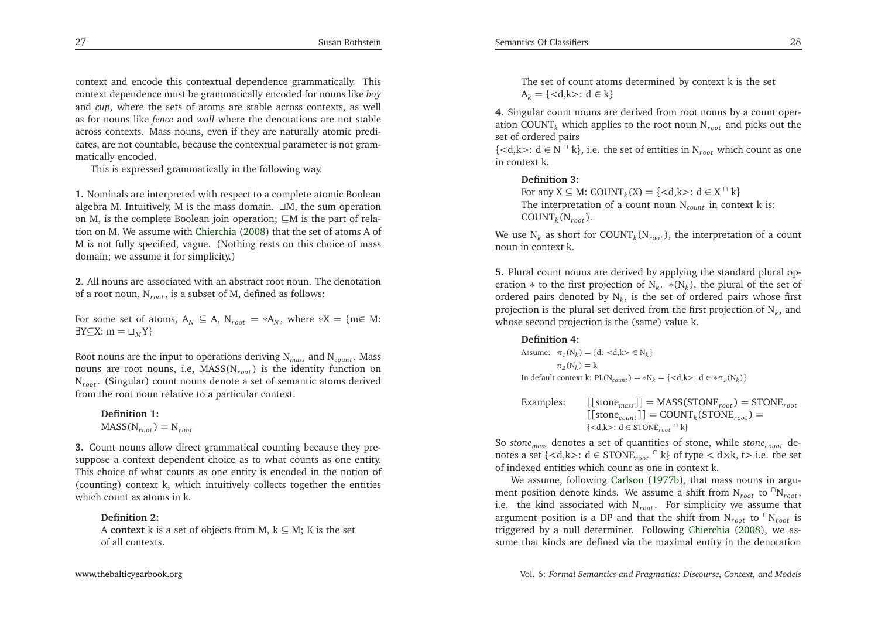context and encode this contextual dependence grammatically. This context dependence must be grammatically encoded for nouns like *boy* and *cup*, where the sets of atoms are stable across contexts, as well as for nouns like *fence* and *wall* where the denotations are not stable across contexts. Mass nouns, even if they are naturally atomic predicates, are not countable, because the contextual parameter is not grammatically encoded.

This is expressed grammatically in the following way.

**1.** Nominals are interpreted with respect to a complete atomic Boolean algebra M. Intuitively, M is the mass domain. $\sqcup$M, the sum operation on M, is the complete Boolean join operation; $\sqsubseteq$M is the part of relation on M. We assume with Chierchia (2008) that the set of atoms A of M is not fully specified, vague. (Nothing rests on this choice of mass domain; we assume it for simplicity.)

**2.** All nouns are associated with an abstract root noun. The denotation of a root noun, $N_{root}$, is a subset of M, defined as follows:

For some set of atoms, $A_N \subseteq A$, $N_{root} = *A_N$, where $*X = \{m \in M: \exists Y \subseteq X: m = \sqcup_M Y\}$

Root nouns are the input to operations deriving $N_{mass}$ and $N_{count}$. Mass nouns are root nouns, i.e, $MASS(N_{root})$ is the identity function on $N_{root}$. (Singular) count nouns denote a set of semantic atoms derived from the root noun relative to a particular context.

> **Definition 1:**
> $MASS(N_{root}) = N_{root}$

**3.** Count nouns allow direct grammatical counting because they presuppose a context dependent choice as to what counts as one entity. This choice of what counts as one entity is encoded in the notion of (counting) context k, which intuitively collects together the entities which count as atoms in k.

> **Definition 2:**
> A **context** k is a set of objects from M, $k \subseteq M$; K is the set of all contexts.

> The set of count atoms determined by context k is the set
> $A_k = \{<d,k>: d \in k\}$

**4**. Singular count nouns are derived from root nouns by a count operation $COUNT_k$ which applies to the root noun $N_{root}$ and picks out the set of ordered pairs
$\{<d,k>: d \in N \cap k\}$, i.e. the set of entities in $N_{root}$ which count as one in context k.

> **Definition 3:**
> For any $X \subseteq M$: $COUNT_k(X) = \{<d,k>: d \in X \cap k\}$
> The interpretation of a count noun $N_{count}$ in context k is: $COUNT_k(N_{root})$.

We use $N_k$ as short for $COUNT_k(N_{root})$, the interpretation of a count noun in context k.

**5.** Plural count nouns are derived by applying the standard plural operation $*$ to the first projection of $N_k$. $*(N_k)$, the plural of the set of ordered pairs denoted by $N_k$, is the set of ordered pairs whose first projection is the plural set derived from the first projection of $N_k$, and whose second projection is the (same) value k.

> **Definition 4:**
> Assume: $\pi_1(N_k) = \{d: <d,k> \in N_k\}$
> $\pi_2(N_k) = k$
> In default context k: $PL(N_{count}) = *N_k = \{<d,k>: d \in *\pi_1(N_k)\}$

> Examples: $[[stone_{mass}]] = MASS(STONE_{root}) = STONE_{root}$
> $[[stone_{count}]] = COUNT_k(STONE_{root}) = \{<d,k>: d \in STONE_{root} \cap k\}$

So $stone_{mass}$ denotes a set of quantities of stone, while $stone_{count}$ denotes a set $\{<d,k>: d \in STONE_{root} \cap k\}$ of type $< d \times k, t>$ i.e. the set of indexed entities which count as one in context k.

We assume, following Carlson (1977b), that mass nouns in argument position denote kinds. We assume a shift from $N_{root}$ to $^{\cap}N_{root}$, i.e. the kind associated with $N_{root}$. For simplicity we assume that argument position is a DP and that the shift from $N_{root}$ to $^{\cap}N_{root}$ is triggered by a null determiner. Following Chierchia (2008), we assume that kinds are defined via the maximal entity in the denotation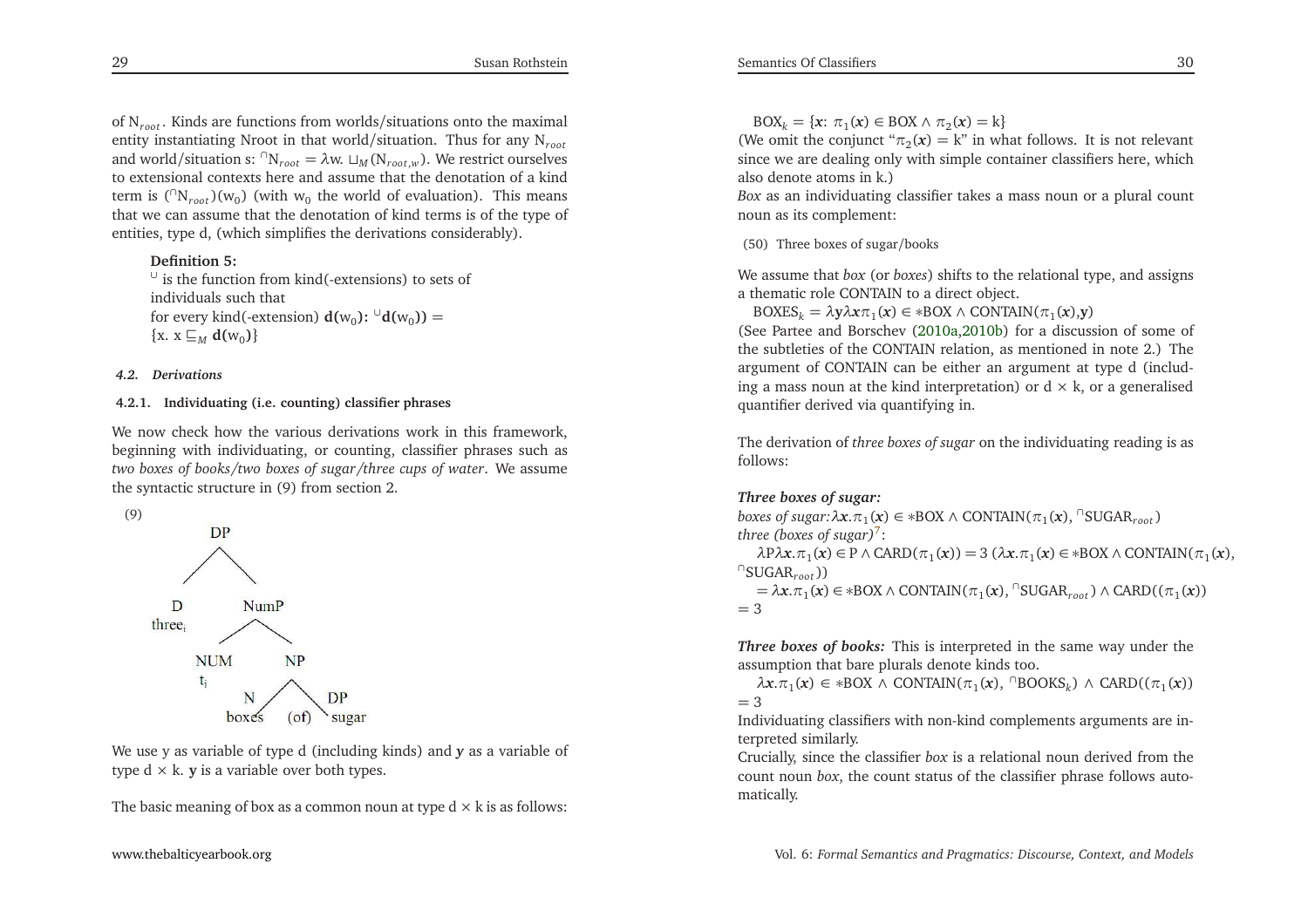of $N_{root}$. Kinds are functions from worlds/situations onto the maximal entity instantiating Nroot in that world/situation. Thus for any $N_{root}$ and world/situation s: $^{\cap}N_{root} = \lambda w. \sqcup_M (N_{root,w})$. We restrict ourselves to extensional contexts here and assume that the denotation of a kind term is $(^{\cap}N_{root})(w_0)$ (with $w_0$ the world of evaluation). This means that we can assume that the denotation of kind terms is of the type of entities, type d, (which simplifies the derivations considerably).

**Definition 5:**
$^{\cup}$ is the function from kind(-extensions) to sets of individuals such that
for every kind(-extension) $\mathbf{d}(w_0)$: $^{\cup}\mathbf{d}(w_0)) = \{x.\ x \sqsubseteq_M \mathbf{d}(w_0)\}$

#### *4.2. Derivations*

##### 4.2.1. Individuating (i.e. counting) classifier phrases

We now check how the various derivations work in this framework, beginning with individuating, or counting, classifier phrases such as *two boxes of books/two boxes of sugar/three cups of water*. We assume the syntactic structure in (9) from section 2.

(9)

```
            DP
           /  \
          D    NumP
      three_i  /   \
             NUM    NP
             t_i   /  \
                  N    DP
               boxes (of) sugar
```

We use y as variable of type d (including kinds) and ***y*** as a variable of type d × k. **y** is a variable over both types.

The basic meaning of box as a common noun at type d × k is as follows:

$\text{BOX}_k = \{\boldsymbol{x}\colon \pi_1(\boldsymbol{x}) \in \text{BOX} \wedge \pi_2(\boldsymbol{x}) = \text{k}\}$
(We omit the conjunct "$\pi_2(\boldsymbol{x}) = \text{k}$" in what follows. It is not relevant since we are dealing only with simple container classifiers here, which also denote atoms in k.)
*Box* as an individuating classifier takes a mass noun or a plural count noun as its complement:

(50) Three boxes of sugar/books

We assume that *box* (or *boxes*) shifts to the relational type, and assigns a thematic role CONTAIN to a direct object.

$\text{BOXES}_k = \lambda \mathbf{y} \lambda \boldsymbol{x} \pi_1(\boldsymbol{x}) \in {*}\text{BOX} \wedge \text{CONTAIN}(\pi_1(\boldsymbol{x}), \mathbf{y})$
(See Partee and Borschev (2010a,2010b) for a discussion of some of the subtleties of the CONTAIN relation, as mentioned in note 2.) The argument of CONTAIN can be either an argument at type d (including a mass noun at the kind interpretation) or d × k, or a generalised quantifier derived via quantifying in.

The derivation of *three boxes of sugar* on the individuating reading is as follows:

***Three boxes of sugar:***
*boxes of sugar:* $\lambda \boldsymbol{x}.\pi_1(\boldsymbol{x}) \in {*}\text{BOX} \wedge \text{CONTAIN}(\pi_1(\boldsymbol{x}), {^{\cap}}\text{SUGAR}_{root})$
*three (boxes of sugar)*[7]:
$\lambda P \lambda \boldsymbol{x}.\pi_1(\boldsymbol{x}) \in P \wedge \text{CARD}(\pi_1(\boldsymbol{x})) = 3\ (\lambda \boldsymbol{x}.\pi_1(\boldsymbol{x}) \in {*}\text{BOX} \wedge \text{CONTAIN}(\pi_1(\boldsymbol{x}), {^{\cap}}\text{SUGAR}_{root}))$
$= \lambda \boldsymbol{x}.\pi_1(\boldsymbol{x}) \in {*}\text{BOX} \wedge \text{CONTAIN}(\pi_1(\boldsymbol{x}), {^{\cap}}\text{SUGAR}_{root}) \wedge \text{CARD}((\pi_1(\boldsymbol{x})) = 3$

***Three boxes of books:*** This is interpreted in the same way under the assumption that bare plurals denote kinds too.
$\lambda \boldsymbol{x}.\pi_1(\boldsymbol{x}) \in {*}\text{BOX} \wedge \text{CONTAIN}(\pi_1(\boldsymbol{x}), {^{\cap}}\text{BOOKS}_k) \wedge \text{CARD}((\pi_1(\boldsymbol{x})) = 3$
Individuating classifiers with non-kind complements arguments are interpreted similarly.
Crucially, since the classifier *box* is a relational noun derived from the count noun *box*, the count status of the classifier phrase follows automatically.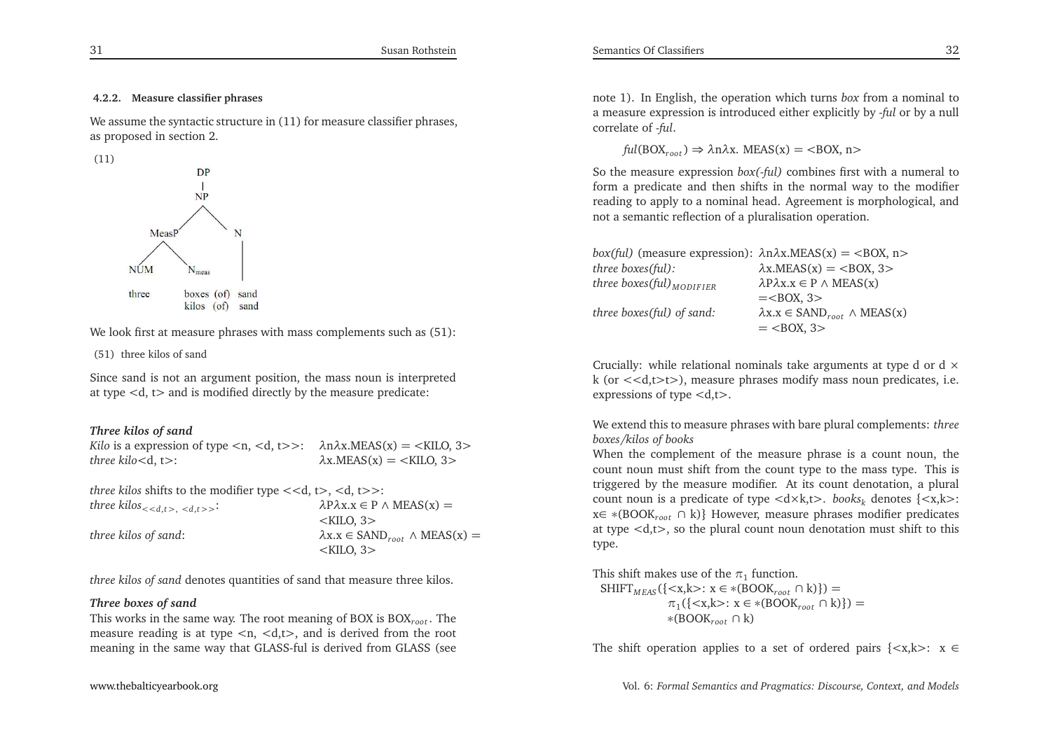#### 4.2.2. Measure classifier phrases

We assume the syntactic structure in (11) for measure classifier phrases, as proposed in section 2.

(11)

```
              DP
              |
              NP
            /    \
        MeasP      N
       /     \     |
    NUM     N_meas |

    three   boxes (of) sand
            kilos (of) sand
```

We look first at measure phrases with mass complements such as (51):

(51) three kilos of sand

Since sand is not an argument position, the mass noun is interpreted at type <d, t> and is modified directly by the measure predicate:

***Three kilos of sand***

| | |
|---|---|
| *Kilo* is a expression of type <n, <d, t>>: | $\lambda n \lambda x$.MEAS(x) = <KILO, 3> |
| *three kilo*<d, t>: | $\lambda x$.MEAS(x) = <KILO, 3> |

*three kilos* shifts to the modifier type <<d, t>, <d, t>>:

| | |
|---|---|
| *three kilos*$_{<<d,t>, <d,t>>}$: | $\lambda P \lambda x.x \in P \wedge$ MEAS(x) = <KILO, 3> |
| *three kilos of sand*: | $\lambda x.x \in$ SAND$_{root}$ $\wedge$ MEAS(x) = <KILO, 3> |

*three kilos of sand* denotes quantities of sand that measure three kilos.

***Three boxes of sand***

This works in the same way. The root meaning of BOX is BOX$_{root}$. The measure reading is at type <n, <d,t>, and is derived from the root meaning in the same way that GLASS-ful is derived from GLASS (see note 1). In English, the operation which turns *box* from a nominal to a measure expression is introduced either explicitly by *-ful* or by a null correlate of *-ful*.

$$ful(\text{BOX}_{root}) \Rightarrow \lambda n \lambda x. \text{MEAS}(x) = \text{<BOX, n>}$$

So the measure expression *box(-ful)* combines first with a numeral to form a predicate and then shifts in the normal way to the modifier reading to apply to a nominal head. Agreement is morphological, and not a semantic reflection of a pluralisation operation.

| | |
|---|---|
| *box(ful)* (measure expression): | $\lambda n \lambda x$.MEAS(x) = <BOX, n> |
| *three boxes(ful):* | $\lambda x$.MEAS(x) = <BOX, 3> |
| *three boxes(ful)*$_{MODIFIER}$ | $\lambda P \lambda x.x \in P \wedge$ MEAS(x) =<BOX, 3> |
| *three boxes(ful) of sand:* | $\lambda x.x \in$ SAND$_{root}$ $\wedge$ MEAS(x) = <BOX, 3> |

Crucially: while relational nominals take arguments at type d or d × k (or <<d,t>t>), measure phrases modify mass noun predicates, i.e. expressions of type <d,t>.

We extend this to measure phrases with bare plural complements: *three boxes/kilos of books*

When the complement of the measure phrase is a count noun, the count noun must shift from the count type to the mass type. This is triggered by the measure modifier. At its count denotation, a plural count noun is a predicate of type <d×k,t>. *books*$_k$ denotes {<x,k>: x∈ $*$(BOOK$_{root}$ ∩ k)} However, measure phrases modifier predicates at type <d,t>, so the plural count noun denotation must shift to this type.

This shift makes use of the $\pi_1$ function.

SHIFT$_{MEAS}$({<x,k>: x ∈ $*$(BOOK$_{root}$ ∩ k)}) =
$\pi_1$({<x,k>: x ∈ $*$(BOOK$_{root}$ ∩ k)}) =
$*$(BOOK$_{root}$ ∩ k)

The shift operation applies to a set of ordered pairs {<x,k>: x ∈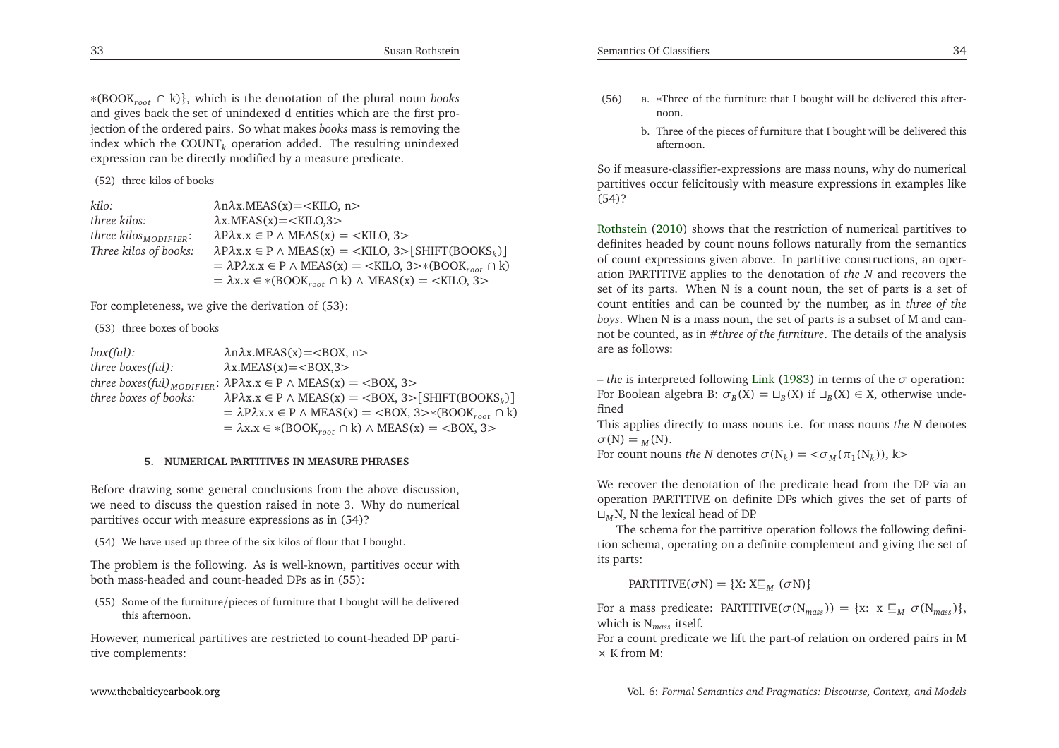$*(\text{BOOK}_{root} \cap k)\}$, which is the denotation of the plural noun *books* and gives back the set of unindexed d entities which are the first projection of the ordered pairs. So what makes *books* mass is removing the index which the $\text{COUNT}_k$ operation added. The resulting unindexed expression can be directly modified by a measure predicate.

(52) three kilos of books

| | |
|---|---|
| *kilo:* | $\lambda n \lambda x.\text{MEAS}(x) = <\text{KILO, n}>$ |
| *three kilos:* | $\lambda x.\text{MEAS}(x) = <\text{KILO,3}>$ |
| *three kilos$_{MODIFIER}$:* | $\lambda P \lambda x.x \in P \wedge \text{MEAS}(x) = <\text{KILO, 3}>$ |
| *Three kilos of books:* | $\lambda P \lambda x.x \in P \wedge \text{MEAS}(x) = <\text{KILO, 3}>[\text{SHIFT}(\text{BOOKS}_k)]$ |
| | $= \lambda P \lambda x.x \in P \wedge \text{MEAS}(x) = <\text{KILO, 3}> *(\text{BOOK}_{root} \cap k)$ |
| | $= \lambda x.x \in *(\text{BOOK}_{root} \cap k) \wedge \text{MEAS}(x) = <\text{KILO, 3}>$ |

For completeness, we give the derivation of (53):

(53) three boxes of books

| | |
|---|---|
| *box(ful):* | $\lambda n \lambda x.\text{MEAS}(x) = <\text{BOX, n}>$ |
| *three boxes(ful):* | $\lambda x.\text{MEAS}(x) = <\text{BOX,3}>$ |
| *three boxes(ful)$_{MODIFIER}$:* | $\lambda P \lambda x.x \in P \wedge \text{MEAS}(x) = <\text{BOX, 3}>$ |
| *three boxes of books:* | $\lambda P \lambda x.x \in P \wedge \text{MEAS}(x) = <\text{BOX, 3}>[\text{SHIFT}(\text{BOOKS}_k)]$ |
| | $= \lambda P \lambda x.x \in P \wedge \text{MEAS}(x) = <\text{BOX, 3}> *(\text{BOOK}_{root} \cap k)$ |
| | $= \lambda x.x \in *(\text{BOOK}_{root} \cap k) \wedge \text{MEAS}(x) = <\text{BOX, 3}>$ |

## 5. NUMERICAL PARTITIVES IN MEASURE PHRASES

Before drawing some general conclusions from the above discussion, we need to discuss the question raised in note 3. Why do numerical partitives occur with measure expressions as in (54)?

(54) We have used up three of the six kilos of flour that I bought.

The problem is the following. As is well-known, partitives occur with both mass-headed and count-headed DPs as in (55):

(55) Some of the furniture/pieces of furniture that I bought will be delivered this afternoon.

However, numerical partitives are restricted to count-headed DP partitive complements:

(56) a. *Three of the furniture that I bought will be delivered this afternoon.

b. Three of the pieces of furniture that I bought will be delivered this afternoon.

So if measure-classifier-expressions are mass nouns, why do numerical partitives occur felicitously with measure expressions in examples like (54)?

Rothstein (2010) shows that the restriction of numerical partitives to definites headed by count nouns follows naturally from the semantics of count expressions given above. In partitive constructions, an operation PARTITIVE applies to the denotation of *the N* and recovers the set of its parts. When N is a count noun, the set of parts is a set of count entities and can be counted by the number, as in *three of the boys*. When N is a mass noun, the set of parts is a subset of M and cannot be counted, as in *#three of the furniture*. The details of the analysis are as follows:

– *the* is interpreted following Link (1983) in terms of the $\sigma$ operation: For Boolean algebra B: $\sigma_B(X) = \sqcup_B(X)$ if $\sqcup_B(X) \in X$, otherwise undefined

This applies directly to mass nouns i.e. for mass nouns *the N* denotes $\sigma(N) = {}_M(N)$.

For count nouns *the N* denotes $\sigma(N_k) = <\sigma_M(\pi_1(N_k)), k>$

We recover the denotation of the predicate head from the DP via an operation PARTITIVE on definite DPs which gives the set of parts of $\sqcup_M N$, N the lexical head of DP.

The schema for the partitive operation follows the following definition schema, operating on a definite complement and giving the set of its parts:

$$\text{PARTITIVE}(\sigma N) = \{X: X \sqsubseteq_M (\sigma N)\}$$

For a mass predicate: $\text{PARTITIVE}(\sigma(N_{mass})) = \{x: x \sqsubseteq_M \sigma(N_{mass})\}$, which is $N_{mass}$ itself.

For a count predicate we lift the part-of relation on ordered pairs in M $\times$ K from M: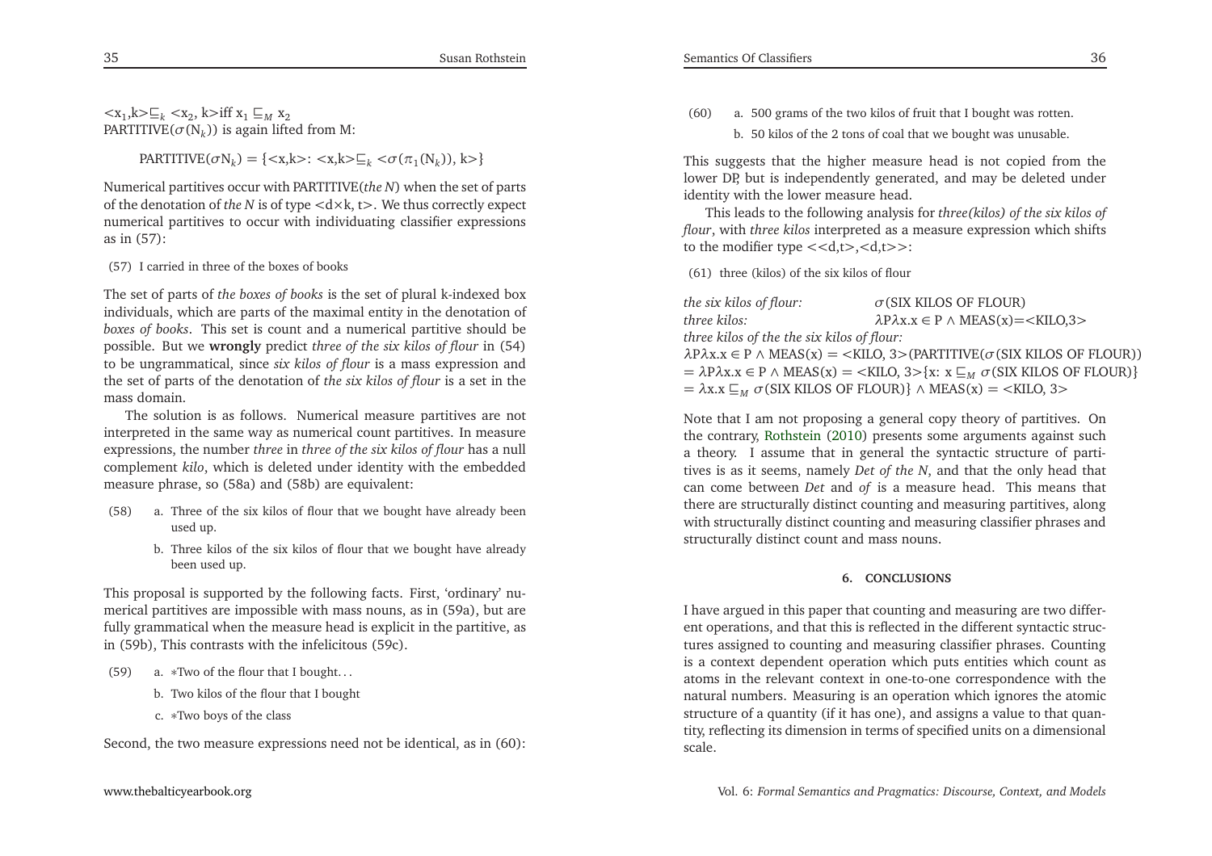$<x_1,k> \sqsubseteq_k <x_2, k>$ iff $x_1 \sqsubseteq_M x_2$
PARTITIVE($\sigma(N_k)$) is again lifted from M:

$$\text{PARTITIVE}(\sigma N_k) = \{<x,k>: <x,k> \sqsubseteq_k <\sigma(\pi_1(N_k)), k>\}$$

Numerical partitives occur with PARTITIVE(*the N*) when the set of parts of the denotation of *the N* is of type $<d \times k, t>$. We thus correctly expect numerical partitives to occur with individuating classifier expressions as in (57):

(57) I carried in three of the boxes of books

The set of parts of *the boxes of books* is the set of plural k-indexed box individuals, which are parts of the maximal entity in the denotation of *boxes of books*. This set is count and a numerical partitive should be possible. But we **wrongly** predict *three of the six kilos of flour* in (54) to be ungrammatical, since *six kilos of flour* is a mass expression and the set of parts of the denotation of *the six kilos of flour* is a set in the mass domain.

The solution is as follows. Numerical measure partitives are not interpreted in the same way as numerical count partitives. In measure expressions, the number *three* in *three of the six kilos of flour* has a null complement *kilo*, which is deleted under identity with the embedded measure phrase, so (58a) and (58b) are equivalent:

(58) a. Three of the six kilos of flour that we bought have already been used up.
b. Three kilos of the six kilos of flour that we bought have already been used up.

This proposal is supported by the following facts. First, 'ordinary' numerical partitives are impossible with mass nouns, as in (59a), but are fully grammatical when the measure head is explicit in the partitive, as in (59b), This contrasts with the infelicitous (59c).

(59) a. *Two of the flour that I bought...
b. Two kilos of the flour that I bought
c. *Two boys of the class

Second, the two measure expressions need not be identical, as in (60):

(60) a. 500 grams of the two kilos of fruit that I bought was rotten.
b. 50 kilos of the 2 tons of coal that we bought was unusable.

This suggests that the higher measure head is not copied from the lower DP, but is independently generated, and may be deleted under identity with the lower measure head.

This leads to the following analysis for *three(kilos) of the six kilos of flour*, with *three kilos* interpreted as a measure expression which shifts to the modifier type $<<d,t>,<d,t>>$:

(61) three (kilos) of the six kilos of flour

*the six kilos of flour:* $\sigma$(SIX KILOS OF FLOUR)
*three kilos:* $\lambda P \lambda x.x \in P \wedge \text{MEAS}(x) = <\text{KILO},3>$
*three kilos of the the six kilos of flour:*
$\lambda P \lambda x.x \in P \wedge \text{MEAS}(x) = <\text{KILO}, 3>(\text{PARTITIVE}(\sigma(\text{SIX KILOS OF FLOUR}))$
$= \lambda P \lambda x.x \in P \wedge \text{MEAS}(x) = <\text{KILO}, 3>\{x: x \sqsubseteq_M \sigma(\text{SIX KILOS OF FLOUR})\}$
$= \lambda x.x \sqsubseteq_M \sigma(\text{SIX KILOS OF FLOUR})\} \wedge \text{MEAS}(x) = <\text{KILO}, 3>$

Note that I am not proposing a general copy theory of partitives. On the contrary, Rothstein (2010) presents some arguments against such a theory. I assume that in general the syntactic structure of partitives is as it seems, namely *Det of the N*, and that the only head that can come between *Det* and *of* is a measure head. This means that there are structurally distinct counting and measuring partitives, along with structurally distinct counting and measuring classifier phrases and structurally distinct count and mass nouns.

## 6. CONCLUSIONS

I have argued in this paper that counting and measuring are two different operations, and that this is reflected in the different syntactic structures assigned to counting and measuring classifier phrases. Counting is a context dependent operation which puts entities which count as atoms in the relevant context in one-to-one correspondence with the natural numbers. Measuring is an operation which ignores the atomic structure of a quantity (if it has one), and assigns a value to that quantity, reflecting its dimension in terms of specified units on a dimensional scale.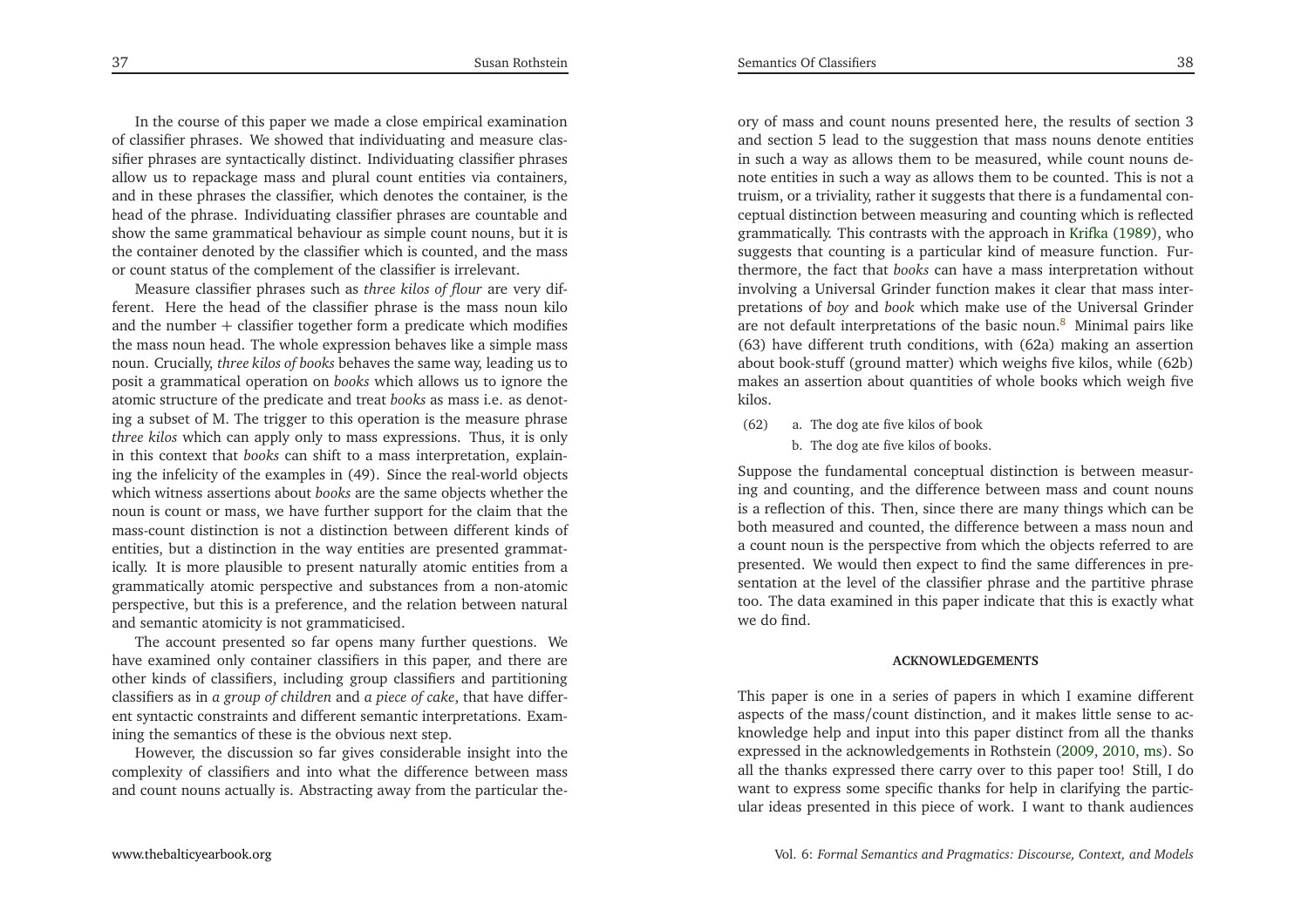In the course of this paper we made a close empirical examination of classifier phrases. We showed that individuating and measure classifier phrases are syntactically distinct. Individuating classifier phrases allow us to repackage mass and plural count entities via containers, and in these phrases the classifier, which denotes the container, is the head of the phrase. Individuating classifier phrases are countable and show the same grammatical behaviour as simple count nouns, but it is the container denoted by the classifier which is counted, and the mass or count status of the complement of the classifier is irrelevant.

Measure classifier phrases such as *three kilos of flour* are very different. Here the head of the classifier phrase is the mass noun kilo and the number + classifier together form a predicate which modifies the mass noun head. The whole expression behaves like a simple mass noun. Crucially, *three kilos of books* behaves the same way, leading us to posit a grammatical operation on *books* which allows us to ignore the atomic structure of the predicate and treat *books* as mass i.e. as denoting a subset of M. The trigger to this operation is the measure phrase *three kilos* which can apply only to mass expressions. Thus, it is only in this context that *books* can shift to a mass interpretation, explaining the infelicity of the examples in (49). Since the real-world objects which witness assertions about *books* are the same objects whether the noun is count or mass, we have further support for the claim that the mass-count distinction is not a distinction between different kinds of entities, but a distinction in the way entities are presented grammatically. It is more plausible to present naturally atomic entities from a grammatically atomic perspective and substances from a non-atomic perspective, but this is a preference, and the relation between natural and semantic atomicity is not grammaticised.

The account presented so far opens many further questions. We have examined only container classifiers in this paper, and there are other kinds of classifiers, including group classifiers and partitioning classifiers as in *a group of children* and *a piece of cake*, that have different syntactic constraints and different semantic interpretations. Examining the semantics of these is the obvious next step.

However, the discussion so far gives considerable insight into the complexity of classifiers and into what the difference between mass and count nouns actually is. Abstracting away from the particular theory of mass and count nouns presented here, the results of section 3 and section 5 lead to the suggestion that mass nouns denote entities in such a way as allows them to be measured, while count nouns denote entities in such a way as allows them to be counted. This is not a truism, or a triviality, rather it suggests that there is a fundamental conceptual distinction between measuring and counting which is reflected grammatically. This contrasts with the approach in Krifka (1989), who suggests that counting is a particular kind of measure function. Furthermore, the fact that *books* can have a mass interpretation without involving a Universal Grinder function makes it clear that mass interpretations of *boy* and *book* which make use of the Universal Grinder are not default interpretations of the basic noun.[8] Minimal pairs like (63) have different truth conditions, with (62a) making an assertion about book-stuff (ground matter) which weighs five kilos, while (62b) makes an assertion about quantities of whole books which weigh five kilos.

(62) a. The dog ate five kilos of book

b. The dog ate five kilos of books.

Suppose the fundamental conceptual distinction is between measuring and counting, and the difference between mass and count nouns is a reflection of this. Then, since there are many things which can be both measured and counted, the difference between a mass noun and a count noun is the perspective from which the objects referred to are presented. We would then expect to find the same differences in presentation at the level of the classifier phrase and the partitive phrase too. The data examined in this paper indicate that this is exactly what we do find.

## ACKNOWLEDGEMENTS

This paper is one in a series of papers in which I examine different aspects of the mass/count distinction, and it makes little sense to acknowledge help and input into this paper distinct from all the thanks expressed in the acknowledgements in Rothstein (2009, 2010, ms). So all the thanks expressed there carry over to this paper too! Still, I do want to express some specific thanks for help in clarifying the particular ideas presented in this piece of work. I want to thank audiences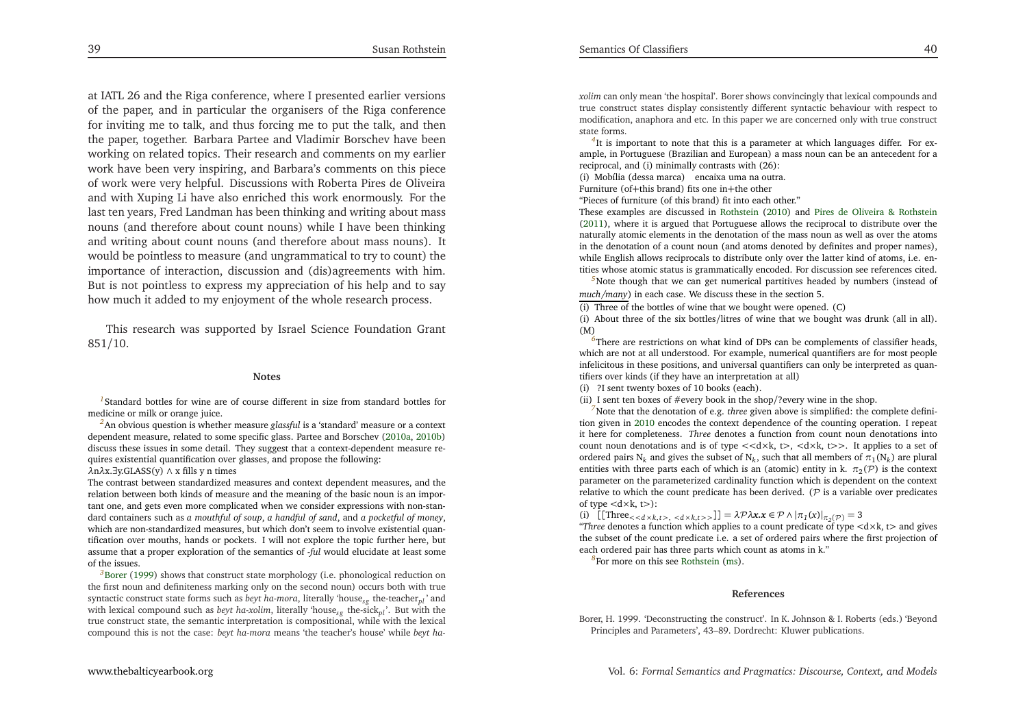at IATL 26 and the Riga conference, where I presented earlier versions of the paper, and in particular the organisers of the Riga conference for inviting me to talk, and thus forcing me to put the talk, and then the paper, together. Barbara Partee and Vladimir Borschev have been working on related topics. Their research and comments on my earlier work have been very inspiring, and Barbara's comments on this piece of work were very helpful. Discussions with Roberta Pires de Oliveira and with Xuping Li have also enriched this work enormously. For the last ten years, Fred Landman has been thinking and writing about mass nouns (and therefore about count nouns) while I have been thinking and writing about count nouns (and therefore about mass nouns). It would be pointless to measure (and ungrammatical to try to count) the importance of interaction, discussion and (dis)agreements with him. But is not pointless to express my appreciation of his help and to say how much it added to my enjoyment of the whole research process.

This research was supported by Israel Science Foundation Grant 851/10.

## Notes

[1] Standard bottles for wine are of course different in size from standard bottles for medicine or milk or orange juice.

[2] An obvious question is whether measure *glassful* is a 'standard' measure or a context dependent measure, related to some specific glass. Partee and Borschev (2010a, 2010b) discuss these issues in some detail. They suggest that a context-dependent measure requires existential quantification over glasses, and propose the following:

$\lambda n \lambda x.\exists y.\text{GLASS}(y) \wedge$ x fills y n times

The contrast between standardized measures and context dependent measures, and the relation between both kinds of measure and the meaning of the basic noun is an important one, and gets even more complicated when we consider expressions with non-standard containers such as *a mouthful of soup*, *a handful of sand*, and *a pocketful of money*, which are non-standardized measures, but which don't seem to involve existential quantification over mouths, hands or pockets. I will not explore the topic further here, but assume that a proper exploration of the semantics of *-ful* would elucidate at least some of the issues.

[3] Borer (1999) shows that construct state morphology (i.e. phonological reduction on the first noun and definiteness marking only on the second noun) occurs both with true syntactic construct state forms such as *beyt ha-mora*, literally 'house$_{sg}$ the-teacher$_{pl}$' and with lexical compound such as *beyt ha-xolim*, literally 'house$_{sg}$ the-sick$_{pl}$'. But with the true construct state, the semantic interpretation is compositional, while with the lexical compound this is not the case: *beyt ha-mora* means 'the teacher's house' while *beyt ha-xolim* can only mean 'the hospital'. Borer shows convincingly that lexical compounds and true construct states display consistently different syntactic behaviour with respect to modification, anaphora and etc. In this paper we are concerned only with true construct state forms.

[4] It is important to note that this is a parameter at which languages differ. For example, in Portuguese (Brazilian and European) a mass noun can be an antecedent for a reciprocal, and (i) minimally contrasts with (26):

(i) Mobília (dessa marca) encaixa uma na outra.
Furniture (of+this brand) fits one in+the other
"Pieces of furniture (of this brand) fit into each other."

These examples are discussed in Rothstein (2010) and Pires de Oliveira & Rothstein (2011), where it is argued that Portuguese allows the reciprocal to distribute over the naturally atomic elements in the denotation of the mass noun as well as over the atoms in the denotation of a count noun (and atoms denoted by definites and proper names), while English allows reciprocals to distribute only over the latter kind of atoms, i.e. entities whose atomic status is grammatically encoded. For discussion see references cited.

[5] Note though that we can get numerical partitives headed by numbers (instead of *much/many*) in each case. We discuss these in the section 5.

(i) Three of the bottles of wine that we bought were opened. (C)

(i) About three of the six bottles/litres of wine that we bought was drunk (all in all). (M)

[6] There are restrictions on what kind of DPs can be complements of classifier heads, which are not at all understood. For example, numerical quantifiers are for most people infelicitous in these positions, and universal quantifiers can only be interpreted as quantifiers over kinds (if they have an interpretation at all)

(i) ?I sent twenty boxes of 10 books (each).

(ii) I sent ten boxes of #every book in the shop/?every wine in the shop.

[7] Note that the denotation of e.g. *three* given above is simplified: the complete definition given in 2010 encodes the context dependence of the counting operation. I repeat it here for completeness. *Three* denotes a function from count noun denotations into count noun denotations and is of type <<d×k, t>, <d×k, t>>. It applies to a set of ordered pairs $N_k$ and gives the subset of $N_k$, such that all members of $\pi_1(N_k)$ are plural entities with three parts each of which is an (atomic) entity in k. $\pi_2(\mathcal{P})$ is the context parameter on the parameterized cardinality function which is dependent on the context relative to which the count predicate has been derived. ($\mathcal{P}$ is a variable over predicates of type <d×k, t>):

(i) $[[\text{Three}_{<<d\times k,t>,\ <d\times k,t>>}]] = \lambda\mathcal{P}\lambda \boldsymbol{x}.\boldsymbol{x} \in \mathcal{P} \wedge |\pi_1(x)|_{\pi_2(\mathcal{P})} = 3$

"*Three* denotes a function which applies to a count predicate of type <d×k, t> and gives the subset of the count predicate i.e. a set of ordered pairs where the first projection of each ordered pair has three parts which count as atoms in k."

[8] For more on this see Rothstein (ms).

## References

Borer, H. 1999. 'Deconstructing the construct'. In K. Johnson & I. Roberts (eds.) 'Beyond Principles and Parameters', 43–89. Dordrecht: Kluwer publications.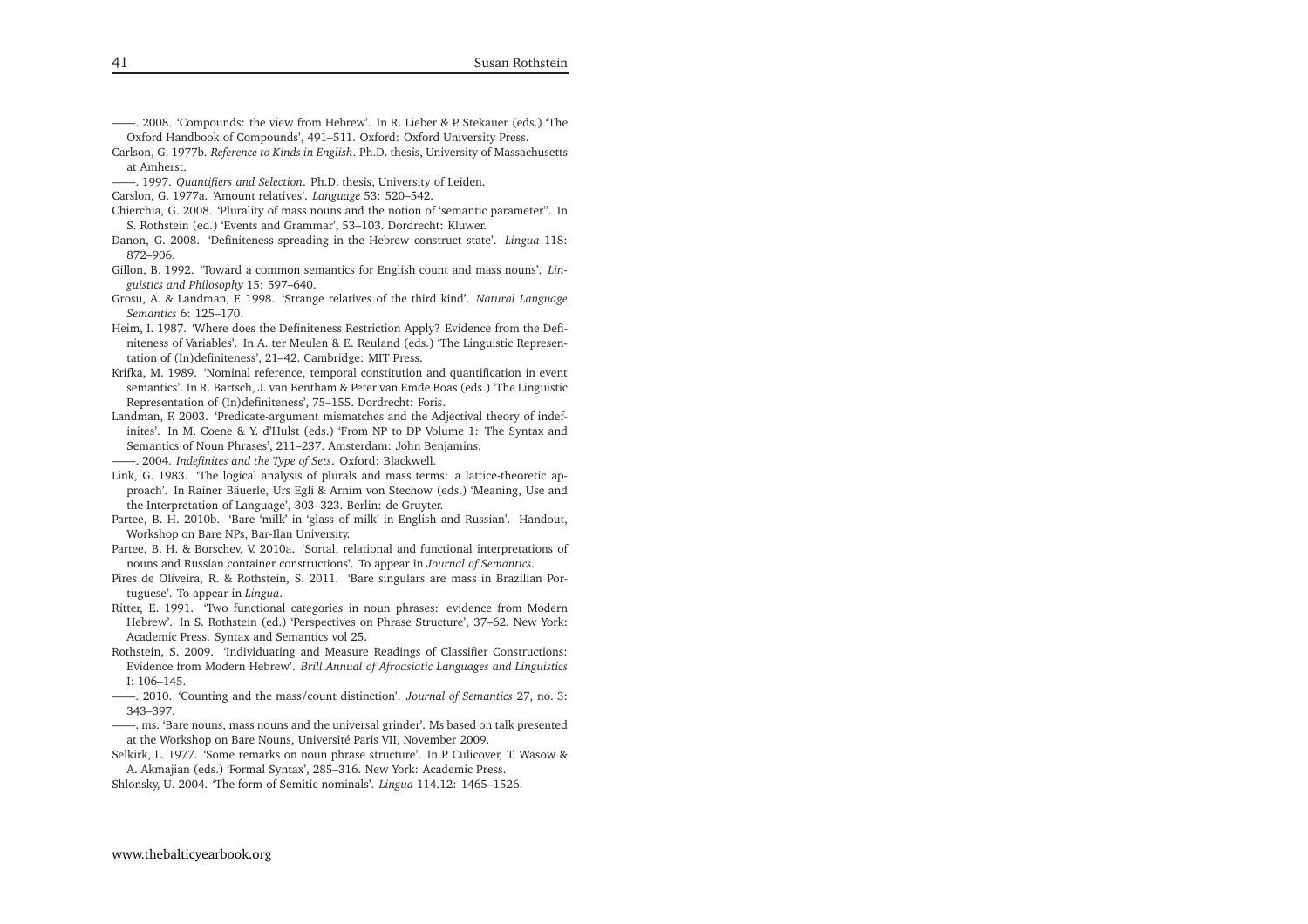——. 2008. 'Compounds: the view from Hebrew'. In R. Lieber & P. Stekauer (eds.) 'The Oxford Handbook of Compounds', 491–511. Oxford: Oxford University Press.

Carlson, G. 1977b. *Reference to Kinds in English*. Ph.D. thesis, University of Massachusetts at Amherst.

——. 1997. *Quantifiers and Selection*. Ph.D. thesis, University of Leiden.

Carslon, G. 1977a. 'Amount relatives'. *Language* 53: 520–542.

Chierchia, G. 2008. 'Plurality of mass nouns and the notion of 'semantic parameter''. In S. Rothstein (ed.) 'Events and Grammar', 53–103. Dordrecht: Kluwer.

Danon, G. 2008. 'Definiteness spreading in the Hebrew construct state'. *Lingua* 118: 872–906.

Gillon, B. 1992. 'Toward a common semantics for English count and mass nouns'. *Linguistics and Philosophy* 15: 597–640.

Grosu, A. & Landman, F. 1998. 'Strange relatives of the third kind'. *Natural Language Semantics* 6: 125–170.

Heim, I. 1987. 'Where does the Definiteness Restriction Apply? Evidence from the Definiteness of Variables'. In A. ter Meulen & E. Reuland (eds.) 'The Linguistic Representation of (In)definiteness', 21–42. Cambridge: MIT Press.

Krifka, M. 1989. 'Nominal reference, temporal constitution and quantification in event semantics'. In R. Bartsch, J. van Bentham & Peter van Emde Boas (eds.) 'The Linguistic Representation of (In)definiteness', 75–155. Dordrecht: Foris.

Landman, F. 2003. 'Predicate-argument mismatches and the Adjectival theory of indefinites'. In M. Coene & Y. d'Hulst (eds.) 'From NP to DP Volume 1: The Syntax and Semantics of Noun Phrases', 211–237. Amsterdam: John Benjamins.

——. 2004. *Indefinites and the Type of Sets*. Oxford: Blackwell.

Link, G. 1983. 'The logical analysis of plurals and mass terms: a lattice-theoretic approach'. In Rainer Bäuerle, Urs Egli & Arnim von Stechow (eds.) 'Meaning, Use and the Interpretation of Language', 303–323. Berlin: de Gruyter.

Partee, B. H. 2010b. 'Bare 'milk' in 'glass of milk' in English and Russian'. Handout, Workshop on Bare NPs, Bar-Ilan University.

Partee, B. H. & Borschev, V. 2010a. 'Sortal, relational and functional interpretations of nouns and Russian container constructions'. To appear in *Journal of Semantics*.

Pires de Oliveira, R. & Rothstein, S. 2011. 'Bare singulars are mass in Brazilian Portuguese'. To appear in *Lingua*.

Ritter, E. 1991. 'Two functional categories in noun phrases: evidence from Modern Hebrew'. In S. Rothstein (ed.) 'Perspectives on Phrase Structure', 37–62. New York: Academic Press. Syntax and Semantics vol 25.

Rothstein, S. 2009. 'Individuating and Measure Readings of Classifier Constructions: Evidence from Modern Hebrew'. *Brill Annual of Afroasiatic Languages and Linguistics* I: 106–145.

——. 2010. 'Counting and the mass/count distinction'. *Journal of Semantics* 27, no. 3: 343–397.

——. ms. 'Bare nouns, mass nouns and the universal grinder'. Ms based on talk presented at the Workshop on Bare Nouns, Université Paris VII, November 2009.

Selkirk, L. 1977. 'Some remarks on noun phrase structure'. In P. Culicover, T. Wasow & A. Akmajian (eds.) 'Formal Syntax', 285–316. New York: Academic Press.

Shlonsky, U. 2004. 'The form of Semitic nominals'. *Lingua* 114.12: 1465–1526.